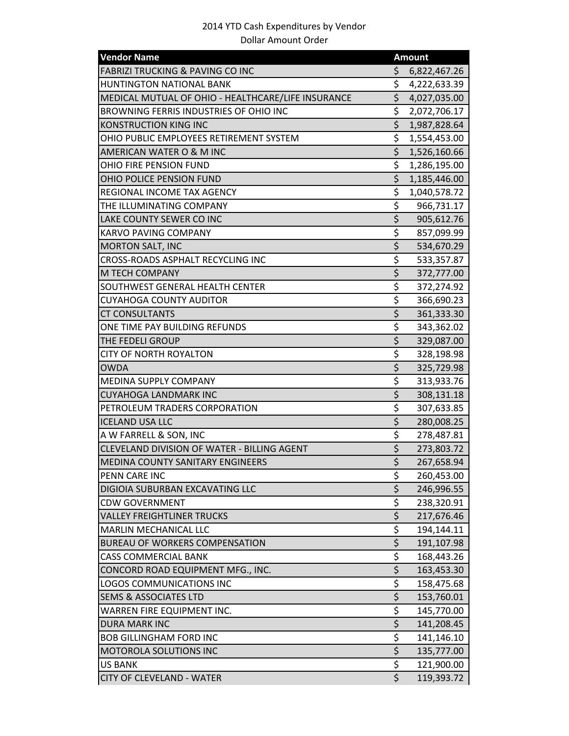2014 YTD Cash Expenditures by Vendor

Dollar Amount Order

| Vendor Name | Amount |
|---|---|
| FABRIZI TRUCKING & PAVING CO INC | $ 6,822,467.26 |
| HUNTINGTON NATIONAL BANK | $ 4,222,633.39 |
| MEDICAL MUTUAL OF OHIO - HEALTHCARE/LIFE INSURANCE | $ 4,027,035.00 |
| BROWNING FERRIS INDUSTRIES OF OHIO INC | $ 2,072,706.17 |
| KONSTRUCTION KING INC | $ 1,987,828.64 |
| OHIO PUBLIC EMPLOYEES RETIREMENT SYSTEM | $ 1,554,453.00 |
| AMERICAN WATER O & M INC | $ 1,526,160.66 |
| OHIO FIRE PENSION FUND | $ 1,286,195.00 |
| OHIO POLICE PENSION FUND | $ 1,185,446.00 |
| REGIONAL INCOME TAX AGENCY | $ 1,040,578.72 |
| THE ILLUMINATING COMPANY | $ 966,731.17 |
| LAKE COUNTY SEWER CO INC | $ 905,612.76 |
| KARVO PAVING COMPANY | $ 857,099.99 |
| MORTON SALT, INC | $ 534,670.29 |
| CROSS-ROADS ASPHALT RECYCLING INC | $ 533,357.87 |
| M TECH COMPANY | $ 372,777.00 |
| SOUTHWEST GENERAL HEALTH CENTER | $ 372,274.92 |
| CUYAHOGA COUNTY AUDITOR | $ 366,690.23 |
| CT CONSULTANTS | $ 361,333.30 |
| ONE TIME PAY BUILDING REFUNDS | $ 343,362.02 |
| THE FEDELI GROUP | $ 329,087.00 |
| CITY OF NORTH ROYALTON | $ 328,198.98 |
| OWDA | $ 325,729.98 |
| MEDINA SUPPLY COMPANY | $ 313,933.76 |
| CUYAHOGA LANDMARK INC | $ 308,131.18 |
| PETROLEUM TRADERS CORPORATION | $ 307,633.85 |
| ICELAND USA LLC | $ 280,008.25 |
| A W FARRELL & SON, INC | $ 278,487.81 |
| CLEVELAND DIVISION OF WATER - BILLING AGENT | $ 273,803.72 |
| MEDINA COUNTY SANITARY ENGINEERS | $ 267,658.94 |
| PENN CARE INC | $ 260,453.00 |
| DIGIOIA SUBURBAN EXCAVATING LLC | $ 246,996.55 |
| CDW GOVERNMENT | $ 238,320.91 |
| VALLEY FREIGHTLINER TRUCKS | $ 217,676.46 |
| MARLIN MECHANICAL LLC | $ 194,144.11 |
| BUREAU OF WORKERS COMPENSATION | $ 191,107.98 |
| CASS COMMERCIAL BANK | $ 168,443.26 |
| CONCORD ROAD EQUIPMENT MFG., INC. | $ 163,453.30 |
| LOGOS COMMUNICATIONS INC | $ 158,475.68 |
| SEMS & ASSOCIATES LTD | $ 153,760.01 |
| WARREN FIRE EQUIPMENT INC. | $ 145,770.00 |
| DURA MARK INC | $ 141,208.45 |
| BOB GILLINGHAM FORD INC | $ 141,146.10 |
| MOTOROLA SOLUTIONS INC | $ 135,777.00 |
| US BANK | $ 121,900.00 |
| CITY OF CLEVELAND - WATER | $ 119,393.72 |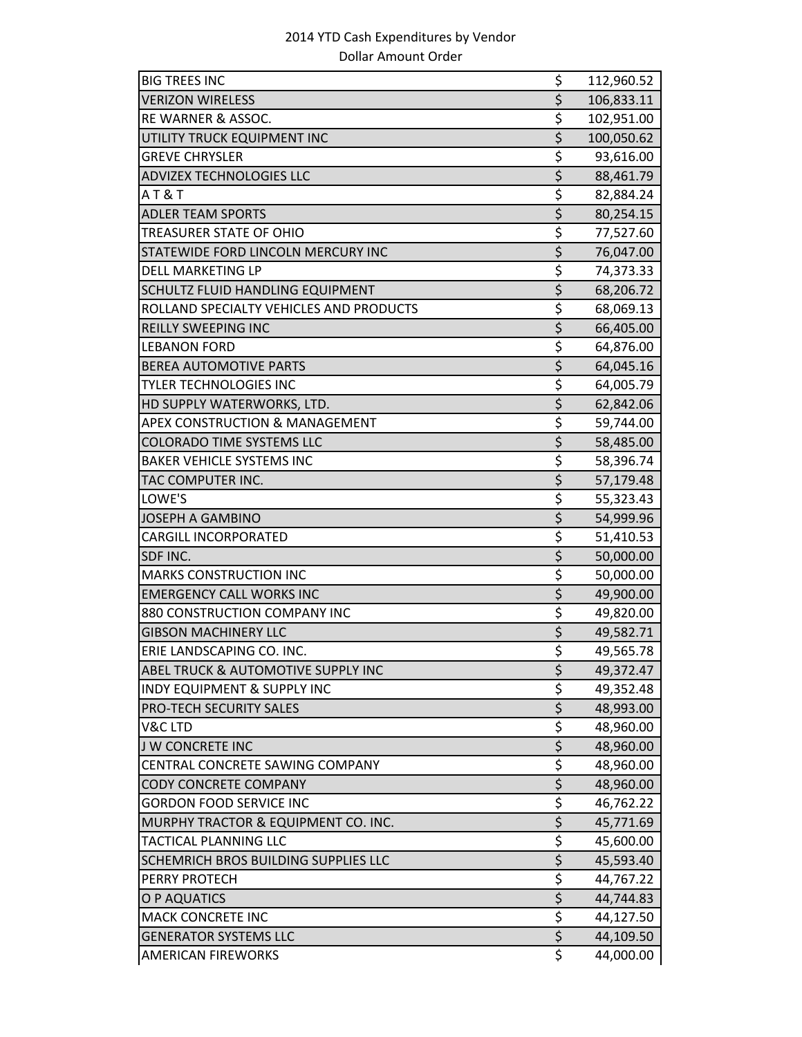2014 YTD Cash Expenditures by Vendor

Dollar Amount Order

| Vendor | Amount |
|---|---|
| BIG TREES INC | $ 112,960.52 |
| VERIZON WIRELESS | $ 106,833.11 |
| RE WARNER & ASSOC. | $ 102,951.00 |
| UTILITY TRUCK EQUIPMENT INC | $ 100,050.62 |
| GREVE CHRYSLER | $ 93,616.00 |
| ADVIZEX TECHNOLOGIES LLC | $ 88,461.79 |
| A T & T | $ 82,884.24 |
| ADLER TEAM SPORTS | $ 80,254.15 |
| TREASURER STATE OF OHIO | $ 77,527.60 |
| STATEWIDE FORD LINCOLN MERCURY INC | $ 76,047.00 |
| DELL MARKETING LP | $ 74,373.33 |
| SCHULTZ FLUID HANDLING EQUIPMENT | $ 68,206.72 |
| ROLLAND SPECIALTY VEHICLES AND PRODUCTS | $ 68,069.13 |
| REILLY SWEEPING INC | $ 66,405.00 |
| LEBANON FORD | $ 64,876.00 |
| BEREA AUTOMOTIVE PARTS | $ 64,045.16 |
| TYLER TECHNOLOGIES INC | $ 64,005.79 |
| HD SUPPLY WATERWORKS, LTD. | $ 62,842.06 |
| APEX CONSTRUCTION & MANAGEMENT | $ 59,744.00 |
| COLORADO TIME SYSTEMS LLC | $ 58,485.00 |
| BAKER VEHICLE SYSTEMS INC | $ 58,396.74 |
| TAC COMPUTER INC. | $ 57,179.48 |
| LOWE'S | $ 55,323.43 |
| JOSEPH A GAMBINO | $ 54,999.96 |
| CARGILL INCORPORATED | $ 51,410.53 |
| SDF INC. | $ 50,000.00 |
| MARKS CONSTRUCTION INC | $ 50,000.00 |
| EMERGENCY CALL WORKS INC | $ 49,900.00 |
| 880 CONSTRUCTION COMPANY INC | $ 49,820.00 |
| GIBSON MACHINERY LLC | $ 49,582.71 |
| ERIE LANDSCAPING CO. INC. | $ 49,565.78 |
| ABEL TRUCK & AUTOMOTIVE SUPPLY INC | $ 49,372.47 |
| INDY EQUIPMENT & SUPPLY INC | $ 49,352.48 |
| PRO-TECH SECURITY SALES | $ 48,993.00 |
| V&C LTD | $ 48,960.00 |
| J W CONCRETE INC | $ 48,960.00 |
| CENTRAL CONCRETE SAWING COMPANY | $ 48,960.00 |
| CODY CONCRETE COMPANY | $ 48,960.00 |
| GORDON FOOD SERVICE INC | $ 46,762.22 |
| MURPHY TRACTOR & EQUIPMENT CO. INC. | $ 45,771.69 |
| TACTICAL PLANNING LLC | $ 45,600.00 |
| SCHEMRICH BROS BUILDING SUPPLIES LLC | $ 45,593.40 |
| PERRY PROTECH | $ 44,767.22 |
| O P AQUATICS | $ 44,744.83 |
| MACK CONCRETE INC | $ 44,127.50 |
| GENERATOR SYSTEMS LLC | $ 44,109.50 |
| AMERICAN FIREWORKS | $ 44,000.00 |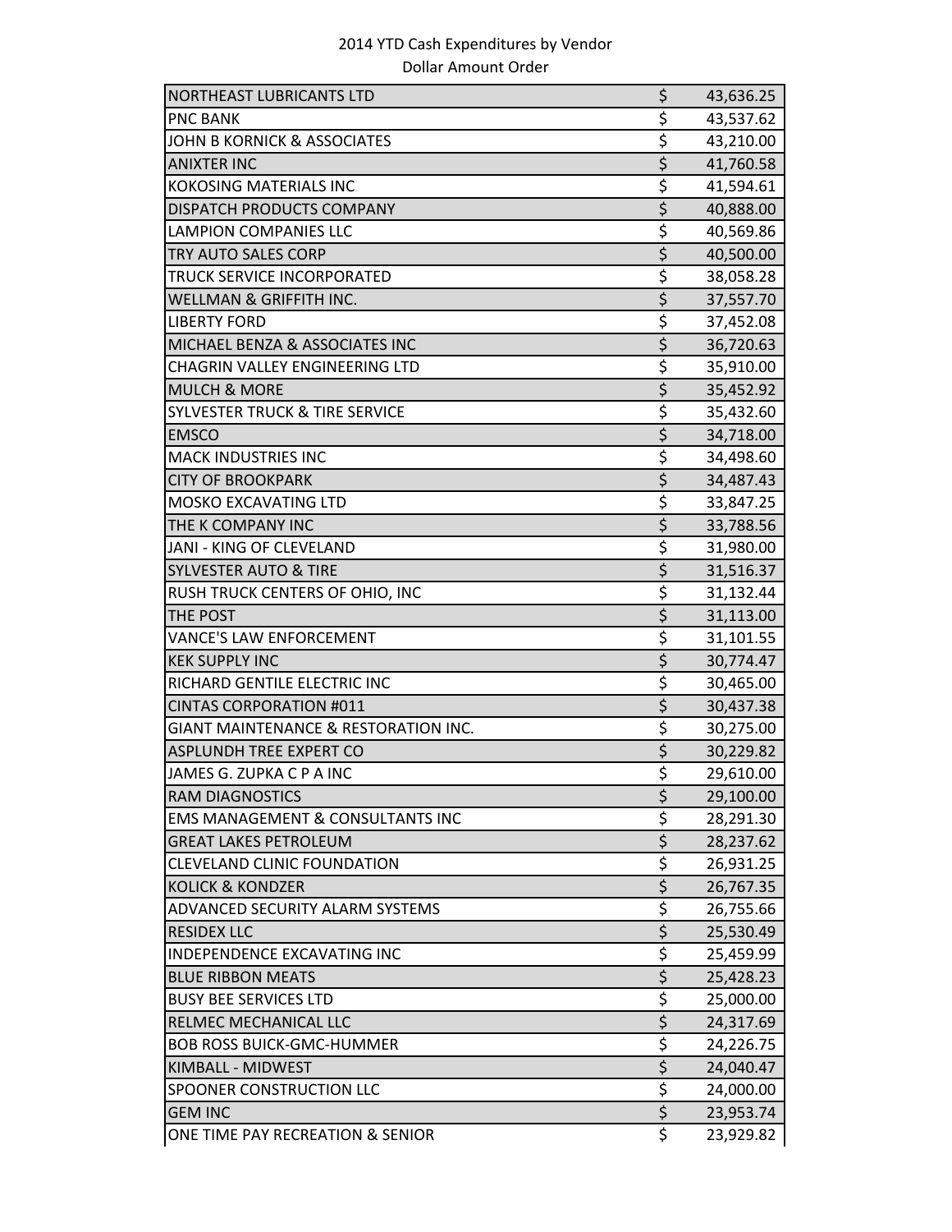2014 YTD Cash Expenditures by Vendor

Dollar Amount Order

| Vendor | | Amount |
|---|---|---|
| NORTHEAST LUBRICANTS LTD | $ | 43,636.25 |
| PNC BANK | $ | 43,537.62 |
| JOHN B KORNICK & ASSOCIATES | $ | 43,210.00 |
| ANIXTER INC | $ | 41,760.58 |
| KOKOSING MATERIALS INC | $ | 41,594.61 |
| DISPATCH PRODUCTS COMPANY | $ | 40,888.00 |
| LAMPION COMPANIES LLC | $ | 40,569.86 |
| TRY AUTO SALES CORP | $ | 40,500.00 |
| TRUCK SERVICE INCORPORATED | $ | 38,058.28 |
| WELLMAN & GRIFFITH INC. | $ | 37,557.70 |
| LIBERTY FORD | $ | 37,452.08 |
| MICHAEL BENZA & ASSOCIATES INC | $ | 36,720.63 |
| CHAGRIN VALLEY ENGINEERING LTD | $ | 35,910.00 |
| MULCH & MORE | $ | 35,452.92 |
| SYLVESTER TRUCK & TIRE SERVICE | $ | 35,432.60 |
| EMSCO | $ | 34,718.00 |
| MACK INDUSTRIES INC | $ | 34,498.60 |
| CITY OF BROOKPARK | $ | 34,487.43 |
| MOSKO EXCAVATING LTD | $ | 33,847.25 |
| THE K COMPANY INC | $ | 33,788.56 |
| JANI - KING OF CLEVELAND | $ | 31,980.00 |
| SYLVESTER AUTO & TIRE | $ | 31,516.37 |
| RUSH TRUCK CENTERS OF OHIO, INC | $ | 31,132.44 |
| THE POST | $ | 31,113.00 |
| VANCE'S LAW ENFORCEMENT | $ | 31,101.55 |
| KEK SUPPLY INC | $ | 30,774.47 |
| RICHARD GENTILE ELECTRIC INC | $ | 30,465.00 |
| CINTAS CORPORATION #011 | $ | 30,437.38 |
| GIANT MAINTENANCE & RESTORATION INC. | $ | 30,275.00 |
| ASPLUNDH TREE EXPERT CO | $ | 30,229.82 |
| JAMES G. ZUPKA C P A INC | $ | 29,610.00 |
| RAM DIAGNOSTICS | $ | 29,100.00 |
| EMS MANAGEMENT & CONSULTANTS INC | $ | 28,291.30 |
| GREAT LAKES PETROLEUM | $ | 28,237.62 |
| CLEVELAND CLINIC FOUNDATION | $ | 26,931.25 |
| KOLICK & KONDZER | $ | 26,767.35 |
| ADVANCED SECURITY ALARM SYSTEMS | $ | 26,755.66 |
| RESIDEX LLC | $ | 25,530.49 |
| INDEPENDENCE EXCAVATING INC | $ | 25,459.99 |
| BLUE RIBBON MEATS | $ | 25,428.23 |
| BUSY BEE SERVICES LTD | $ | 25,000.00 |
| RELMEC MECHANICAL LLC | $ | 24,317.69 |
| BOB ROSS BUICK-GMC-HUMMER | $ | 24,226.75 |
| KIMBALL - MIDWEST | $ | 24,040.47 |
| SPOONER CONSTRUCTION LLC | $ | 24,000.00 |
| GEM INC | $ | 23,953.74 |
| ONE TIME PAY RECREATION & SENIOR | $ | 23,929.82 |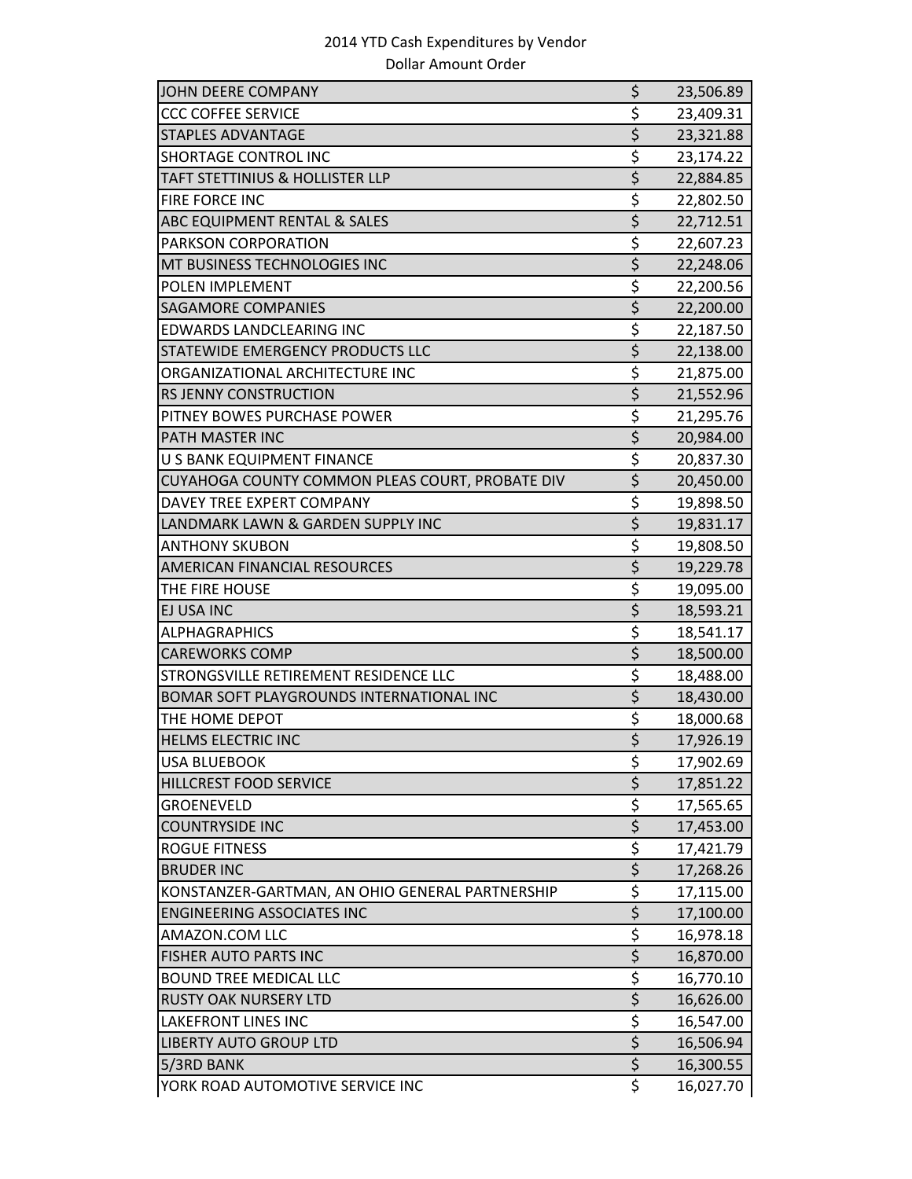2014 YTD Cash Expenditures by Vendor

Dollar Amount Order

| Vendor | | Amount |
|---|---|---|
| JOHN DEERE COMPANY | $ | 23,506.89 |
| CCC COFFEE SERVICE | $ | 23,409.31 |
| STAPLES ADVANTAGE | $ | 23,321.88 |
| SHORTAGE CONTROL INC | $ | 23,174.22 |
| TAFT STETTINIUS & HOLLISTER LLP | $ | 22,884.85 |
| FIRE FORCE INC | $ | 22,802.50 |
| ABC EQUIPMENT RENTAL & SALES | $ | 22,712.51 |
| PARKSON CORPORATION | $ | 22,607.23 |
| MT BUSINESS TECHNOLOGIES INC | $ | 22,248.06 |
| POLEN IMPLEMENT | $ | 22,200.56 |
| SAGAMORE COMPANIES | $ | 22,200.00 |
| EDWARDS LANDCLEARING INC | $ | 22,187.50 |
| STATEWIDE EMERGENCY PRODUCTS LLC | $ | 22,138.00 |
| ORGANIZATIONAL ARCHITECTURE INC | $ | 21,875.00 |
| RS JENNY CONSTRUCTION | $ | 21,552.96 |
| PITNEY BOWES PURCHASE POWER | $ | 21,295.76 |
| PATH MASTER INC | $ | 20,984.00 |
| U S BANK EQUIPMENT FINANCE | $ | 20,837.30 |
| CUYAHOGA COUNTY COMMON PLEAS COURT, PROBATE DIV | $ | 20,450.00 |
| DAVEY TREE EXPERT COMPANY | $ | 19,898.50 |
| LANDMARK LAWN & GARDEN SUPPLY INC | $ | 19,831.17 |
| ANTHONY SKUBON | $ | 19,808.50 |
| AMERICAN FINANCIAL RESOURCES | $ | 19,229.78 |
| THE FIRE HOUSE | $ | 19,095.00 |
| EJ USA INC | $ | 18,593.21 |
| ALPHAGRAPHICS | $ | 18,541.17 |
| CAREWORKS COMP | $ | 18,500.00 |
| STRONGSVILLE RETIREMENT RESIDENCE LLC | $ | 18,488.00 |
| BOMAR SOFT PLAYGROUNDS INTERNATIONAL INC | $ | 18,430.00 |
| THE HOME DEPOT | $ | 18,000.68 |
| HELMS ELECTRIC INC | $ | 17,926.19 |
| USA BLUEBOOK | $ | 17,902.69 |
| HILLCREST FOOD SERVICE | $ | 17,851.22 |
| GROENEVELD | $ | 17,565.65 |
| COUNTRYSIDE INC | $ | 17,453.00 |
| ROGUE FITNESS | $ | 17,421.79 |
| BRUDER INC | $ | 17,268.26 |
| KONSTANZER-GARTMAN, AN OHIO GENERAL PARTNERSHIP | $ | 17,115.00 |
| ENGINEERING ASSOCIATES INC | $ | 17,100.00 |
| AMAZON.COM LLC | $ | 16,978.18 |
| FISHER AUTO PARTS INC | $ | 16,870.00 |
| BOUND TREE MEDICAL LLC | $ | 16,770.10 |
| RUSTY OAK NURSERY LTD | $ | 16,626.00 |
| LAKEFRONT LINES INC | $ | 16,547.00 |
| LIBERTY AUTO GROUP LTD | $ | 16,506.94 |
| 5/3RD BANK | $ | 16,300.55 |
| YORK ROAD AUTOMOTIVE SERVICE INC | $ | 16,027.70 |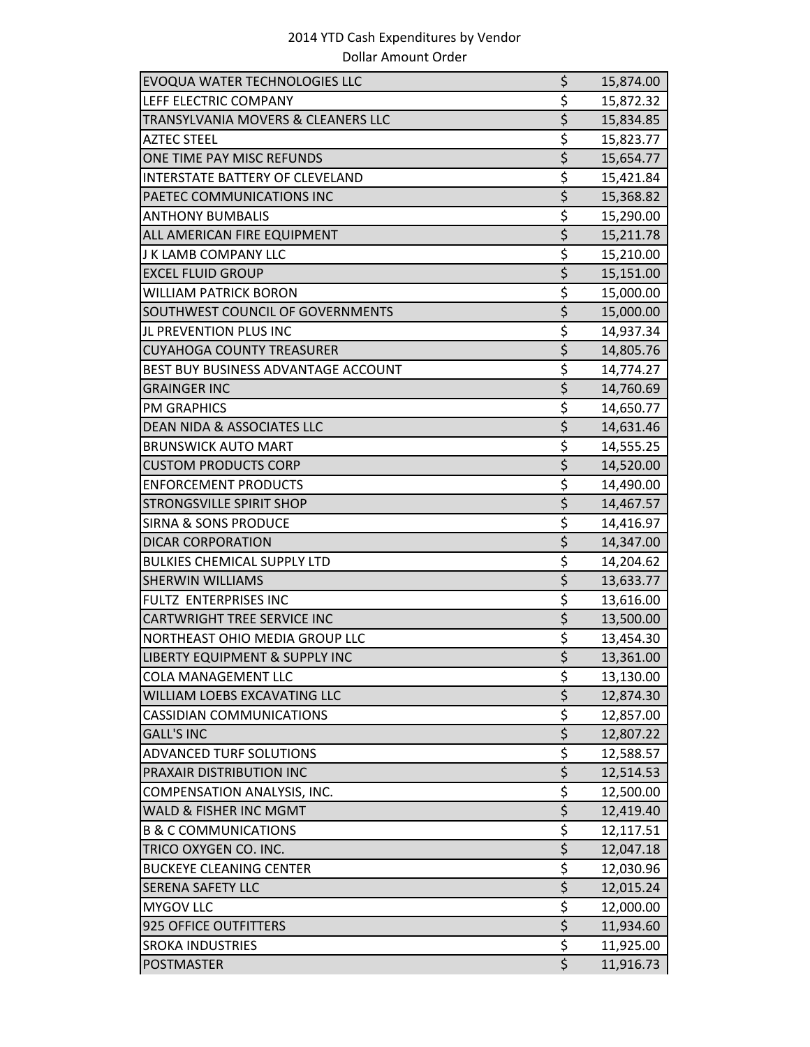2014 YTD Cash Expenditures by Vendor

Dollar Amount Order

| Vendor | | Amount |
|---|---|---|
| EVOQUA WATER TECHNOLOGIES LLC | $ | 15,874.00 |
| LEFF ELECTRIC COMPANY | $ | 15,872.32 |
| TRANSYLVANIA MOVERS & CLEANERS LLC | $ | 15,834.85 |
| AZTEC STEEL | $ | 15,823.77 |
| ONE TIME PAY MISC REFUNDS | $ | 15,654.77 |
| INTERSTATE BATTERY OF CLEVELAND | $ | 15,421.84 |
| PAETEC COMMUNICATIONS INC | $ | 15,368.82 |
| ANTHONY BUMBALIS | $ | 15,290.00 |
| ALL AMERICAN FIRE EQUIPMENT | $ | 15,211.78 |
| J K LAMB COMPANY LLC | $ | 15,210.00 |
| EXCEL FLUID GROUP | $ | 15,151.00 |
| WILLIAM PATRICK BORON | $ | 15,000.00 |
| SOUTHWEST COUNCIL OF GOVERNMENTS | $ | 15,000.00 |
| JL PREVENTION PLUS INC | $ | 14,937.34 |
| CUYAHOGA COUNTY TREASURER | $ | 14,805.76 |
| BEST BUY BUSINESS ADVANTAGE ACCOUNT | $ | 14,774.27 |
| GRAINGER INC | $ | 14,760.69 |
| PM GRAPHICS | $ | 14,650.77 |
| DEAN NIDA & ASSOCIATES LLC | $ | 14,631.46 |
| BRUNSWICK AUTO MART | $ | 14,555.25 |
| CUSTOM PRODUCTS CORP | $ | 14,520.00 |
| ENFORCEMENT PRODUCTS | $ | 14,490.00 |
| STRONGSVILLE SPIRIT SHOP | $ | 14,467.57 |
| SIRNA & SONS PRODUCE | $ | 14,416.97 |
| DICAR CORPORATION | $ | 14,347.00 |
| BULKIES CHEMICAL SUPPLY LTD | $ | 14,204.62 |
| SHERWIN WILLIAMS | $ | 13,633.77 |
| FULTZ ENTERPRISES INC | $ | 13,616.00 |
| CARTWRIGHT TREE SERVICE INC | $ | 13,500.00 |
| NORTHEAST OHIO MEDIA GROUP LLC | $ | 13,454.30 |
| LIBERTY EQUIPMENT & SUPPLY INC | $ | 13,361.00 |
| COLA MANAGEMENT LLC | $ | 13,130.00 |
| WILLIAM LOEBS EXCAVATING LLC | $ | 12,874.30 |
| CASSIDIAN COMMUNICATIONS | $ | 12,857.00 |
| GALL'S INC | $ | 12,807.22 |
| ADVANCED TURF SOLUTIONS | $ | 12,588.57 |
| PRAXAIR DISTRIBUTION INC | $ | 12,514.53 |
| COMPENSATION ANALYSIS, INC. | $ | 12,500.00 |
| WALD & FISHER INC MGMT | $ | 12,419.40 |
| B & C COMMUNICATIONS | $ | 12,117.51 |
| TRICO OXYGEN CO. INC. | $ | 12,047.18 |
| BUCKEYE CLEANING CENTER | $ | 12,030.96 |
| SERENA SAFETY LLC | $ | 12,015.24 |
| MYGOV LLC | $ | 12,000.00 |
| 925 OFFICE OUTFITTERS | $ | 11,934.60 |
| SROKA INDUSTRIES | $ | 11,925.00 |
| POSTMASTER | $ | 11,916.73 |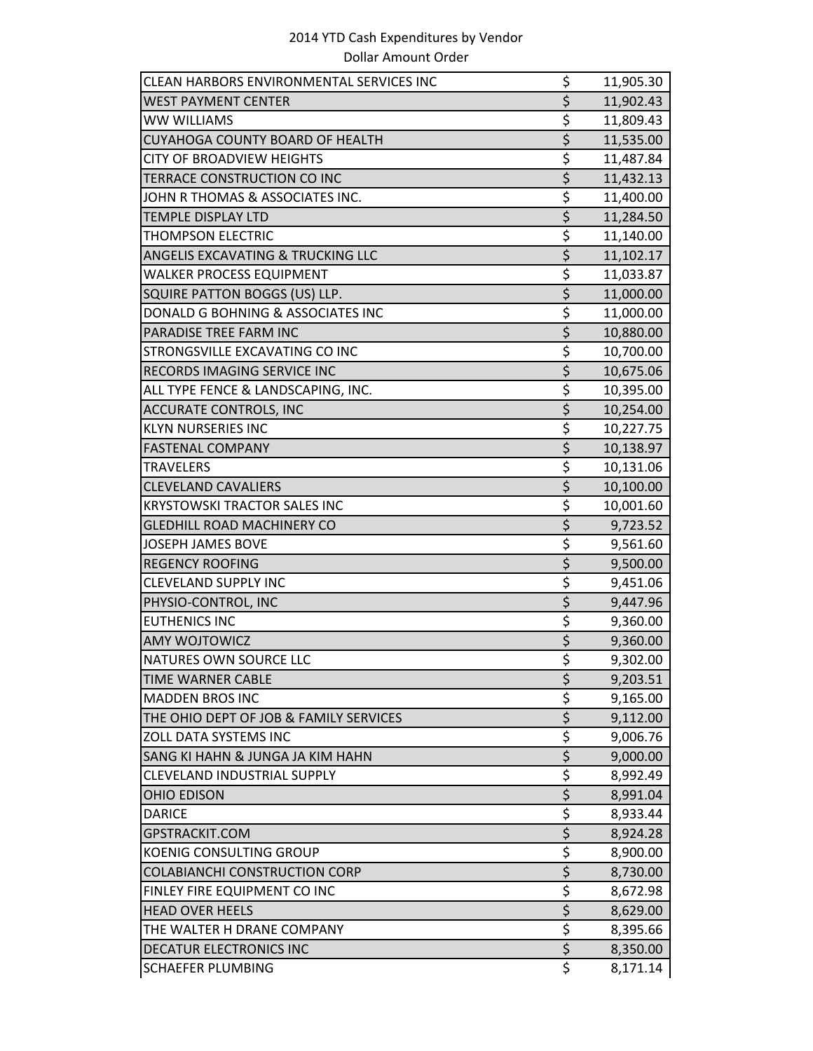# 2014 YTD Cash Expenditures by Vendor

Dollar Amount Order

| | | |
|---|---|---|
| CLEAN HARBORS ENVIRONMENTAL SERVICES INC | $ | 11,905.30 |
| WEST PAYMENT CENTER | $ | 11,902.43 |
| WW WILLIAMS | $ | 11,809.43 |
| CUYAHOGA COUNTY BOARD OF HEALTH | $ | 11,535.00 |
| CITY OF BROADVIEW HEIGHTS | $ | 11,487.84 |
| TERRACE CONSTRUCTION CO INC | $ | 11,432.13 |
| JOHN R THOMAS & ASSOCIATES INC. | $ | 11,400.00 |
| TEMPLE DISPLAY LTD | $ | 11,284.50 |
| THOMPSON ELECTRIC | $ | 11,140.00 |
| ANGELIS EXCAVATING & TRUCKING LLC | $ | 11,102.17 |
| WALKER PROCESS EQUIPMENT | $ | 11,033.87 |
| SQUIRE PATTON BOGGS (US) LLP. | $ | 11,000.00 |
| DONALD G BOHNING & ASSOCIATES INC | $ | 11,000.00 |
| PARADISE TREE FARM INC | $ | 10,880.00 |
| STRONGSVILLE EXCAVATING CO INC | $ | 10,700.00 |
| RECORDS IMAGING SERVICE INC | $ | 10,675.06 |
| ALL TYPE FENCE & LANDSCAPING, INC. | $ | 10,395.00 |
| ACCURATE CONTROLS, INC | $ | 10,254.00 |
| KLYN NURSERIES INC | $ | 10,227.75 |
| FASTENAL COMPANY | $ | 10,138.97 |
| TRAVELERS | $ | 10,131.06 |
| CLEVELAND CAVALIERS | $ | 10,100.00 |
| KRYSTOWSKI TRACTOR SALES INC | $ | 10,001.60 |
| GLEDHILL ROAD MACHINERY CO | $ | 9,723.52 |
| JOSEPH JAMES BOVE | $ | 9,561.60 |
| REGENCY ROOFING | $ | 9,500.00 |
| CLEVELAND SUPPLY INC | $ | 9,451.06 |
| PHYSIO-CONTROL, INC | $ | 9,447.96 |
| EUTHENICS INC | $ | 9,360.00 |
| AMY WOJTOWICZ | $ | 9,360.00 |
| NATURES OWN SOURCE LLC | $ | 9,302.00 |
| TIME WARNER CABLE | $ | 9,203.51 |
| MADDEN BROS INC | $ | 9,165.00 |
| THE OHIO DEPT OF JOB & FAMILY SERVICES | $ | 9,112.00 |
| ZOLL DATA SYSTEMS INC | $ | 9,006.76 |
| SANG KI HAHN & JUNGA JA KIM HAHN | $ | 9,000.00 |
| CLEVELAND INDUSTRIAL SUPPLY | $ | 8,992.49 |
| OHIO EDISON | $ | 8,991.04 |
| DARICE | $ | 8,933.44 |
| GPSTRACKIT.COM | $ | 8,924.28 |
| KOENIG CONSULTING GROUP | $ | 8,900.00 |
| COLABIANCHI CONSTRUCTION CORP | $ | 8,730.00 |
| FINLEY FIRE EQUIPMENT CO INC | $ | 8,672.98 |
| HEAD OVER HEELS | $ | 8,629.00 |
| THE WALTER H DRANE COMPANY | $ | 8,395.66 |
| DECATUR ELECTRONICS INC | $ | 8,350.00 |
| SCHAEFER PLUMBING | $ | 8,171.14 |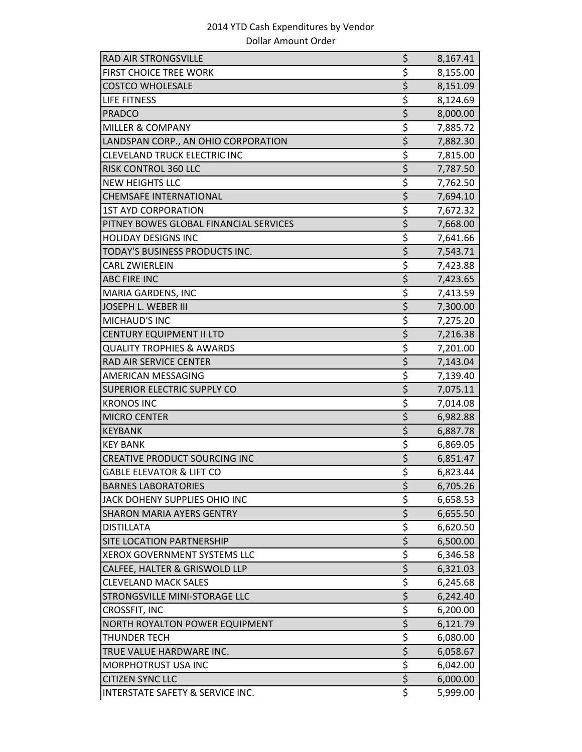2014 YTD Cash Expenditures by Vendor

Dollar Amount Order

| Vendor | | Amount |
|---|---|---|
| RAD AIR STRONGSVILLE | $ | 8,167.41 |
| FIRST CHOICE TREE WORK | $ | 8,155.00 |
| COSTCO WHOLESALE | $ | 8,151.09 |
| LIFE FITNESS | $ | 8,124.69 |
| PRADCO | $ | 8,000.00 |
| MILLER & COMPANY | $ | 7,885.72 |
| LANDSPAN CORP., AN OHIO CORPORATION | $ | 7,882.30 |
| CLEVELAND TRUCK ELECTRIC INC | $ | 7,815.00 |
| RISK CONTROL 360 LLC | $ | 7,787.50 |
| NEW HEIGHTS LLC | $ | 7,762.50 |
| CHEMSAFE INTERNATIONAL | $ | 7,694.10 |
| 1ST AYD CORPORATION | $ | 7,672.32 |
| PITNEY BOWES GLOBAL FINANCIAL SERVICES | $ | 7,668.00 |
| HOLIDAY DESIGNS INC | $ | 7,641.66 |
| TODAY'S BUSINESS PRODUCTS INC. | $ | 7,543.71 |
| CARL ZWIERLEIN | $ | 7,423.88 |
| ABC FIRE INC | $ | 7,423.65 |
| MARIA GARDENS, INC | $ | 7,413.59 |
| JOSEPH L. WEBER III | $ | 7,300.00 |
| MICHAUD'S INC | $ | 7,275.20 |
| CENTURY EQUIPMENT II LTD | $ | 7,216.38 |
| QUALITY TROPHIES & AWARDS | $ | 7,201.00 |
| RAD AIR SERVICE CENTER | $ | 7,143.04 |
| AMERICAN MESSAGING | $ | 7,139.40 |
| SUPERIOR ELECTRIC SUPPLY CO | $ | 7,075.11 |
| KRONOS INC | $ | 7,014.08 |
| MICRO CENTER | $ | 6,982.88 |
| KEYBANK | $ | 6,887.78 |
| KEY BANK | $ | 6,869.05 |
| CREATIVE PRODUCT SOURCING INC | $ | 6,851.47 |
| GABLE ELEVATOR & LIFT CO | $ | 6,823.44 |
| BARNES LABORATORIES | $ | 6,705.26 |
| JACK DOHENY SUPPLIES OHIO INC | $ | 6,658.53 |
| SHARON MARIA AYERS GENTRY | $ | 6,655.50 |
| DISTILLATA | $ | 6,620.50 |
| SITE LOCATION PARTNERSHIP | $ | 6,500.00 |
| XEROX GOVERNMENT SYSTEMS LLC | $ | 6,346.58 |
| CALFEE, HALTER & GRISWOLD LLP | $ | 6,321.03 |
| CLEVELAND MACK SALES | $ | 6,245.68 |
| STRONGSVILLE MINI-STORAGE LLC | $ | 6,242.40 |
| CROSSFIT, INC | $ | 6,200.00 |
| NORTH ROYALTON POWER EQUIPMENT | $ | 6,121.79 |
| THUNDER TECH | $ | 6,080.00 |
| TRUE VALUE HARDWARE INC. | $ | 6,058.67 |
| MORPHOTRUST USA INC | $ | 6,042.00 |
| CITIZEN SYNC LLC | $ | 6,000.00 |
| INTERSTATE SAFETY & SERVICE INC. | $ | 5,999.00 |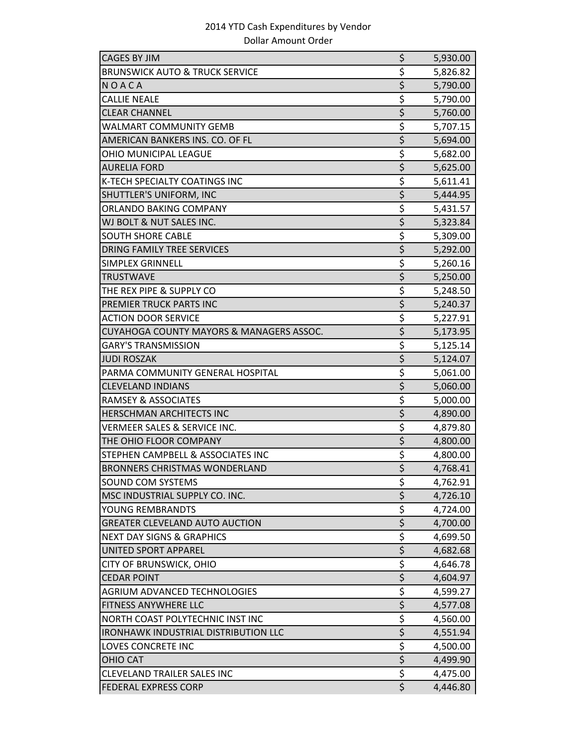2014 YTD Cash Expenditures by Vendor

Dollar Amount Order

| Vendor | Amount |
|---|---|
| CAGES BY JIM | $ 5,930.00 |
| BRUNSWICK AUTO & TRUCK SERVICE | $ 5,826.82 |
| N O A C A | $ 5,790.00 |
| CALLIE NEALE | $ 5,790.00 |
| CLEAR CHANNEL | $ 5,760.00 |
| WALMART COMMUNITY GEMB | $ 5,707.15 |
| AMERICAN BANKERS INS. CO. OF FL | $ 5,694.00 |
| OHIO MUNICIPAL LEAGUE | $ 5,682.00 |
| AURELIA FORD | $ 5,625.00 |
| K-TECH SPECIALTY COATINGS INC | $ 5,611.41 |
| SHUTTLER'S UNIFORM, INC | $ 5,444.95 |
| ORLANDO BAKING COMPANY | $ 5,431.57 |
| WJ BOLT & NUT SALES INC. | $ 5,323.84 |
| SOUTH SHORE CABLE | $ 5,309.00 |
| DRING FAMILY TREE SERVICES | $ 5,292.00 |
| SIMPLEX GRINNELL | $ 5,260.16 |
| TRUSTWAVE | $ 5,250.00 |
| THE REX PIPE & SUPPLY CO | $ 5,248.50 |
| PREMIER TRUCK PARTS INC | $ 5,240.37 |
| ACTION DOOR SERVICE | $ 5,227.91 |
| CUYAHOGA COUNTY MAYORS & MANAGERS ASSOC. | $ 5,173.95 |
| GARY'S TRANSMISSION | $ 5,125.14 |
| JUDI ROSZAK | $ 5,124.07 |
| PARMA COMMUNITY GENERAL HOSPITAL | $ 5,061.00 |
| CLEVELAND INDIANS | $ 5,060.00 |
| RAMSEY & ASSOCIATES | $ 5,000.00 |
| HERSCHMAN ARCHITECTS INC | $ 4,890.00 |
| VERMEER SALES & SERVICE INC. | $ 4,879.80 |
| THE OHIO FLOOR COMPANY | $ 4,800.00 |
| STEPHEN CAMPBELL & ASSOCIATES INC | $ 4,800.00 |
| BRONNERS CHRISTMAS WONDERLAND | $ 4,768.41 |
| SOUND COM SYSTEMS | $ 4,762.91 |
| MSC INDUSTRIAL SUPPLY CO. INC. | $ 4,726.10 |
| YOUNG REMBRANDTS | $ 4,724.00 |
| GREATER CLEVELAND AUTO AUCTION | $ 4,700.00 |
| NEXT DAY SIGNS & GRAPHICS | $ 4,699.50 |
| UNITED SPORT APPAREL | $ 4,682.68 |
| CITY OF BRUNSWICK, OHIO | $ 4,646.78 |
| CEDAR POINT | $ 4,604.97 |
| AGRIUM ADVANCED TECHNOLOGIES | $ 4,599.27 |
| FITNESS ANYWHERE LLC | $ 4,577.08 |
| NORTH COAST POLYTECHNIC INST INC | $ 4,560.00 |
| IRONHAWK INDUSTRIAL DISTRIBUTION LLC | $ 4,551.94 |
| LOVES CONCRETE INC | $ 4,500.00 |
| OHIO CAT | $ 4,499.90 |
| CLEVELAND TRAILER SALES INC | $ 4,475.00 |
| FEDERAL EXPRESS CORP | $ 4,446.80 |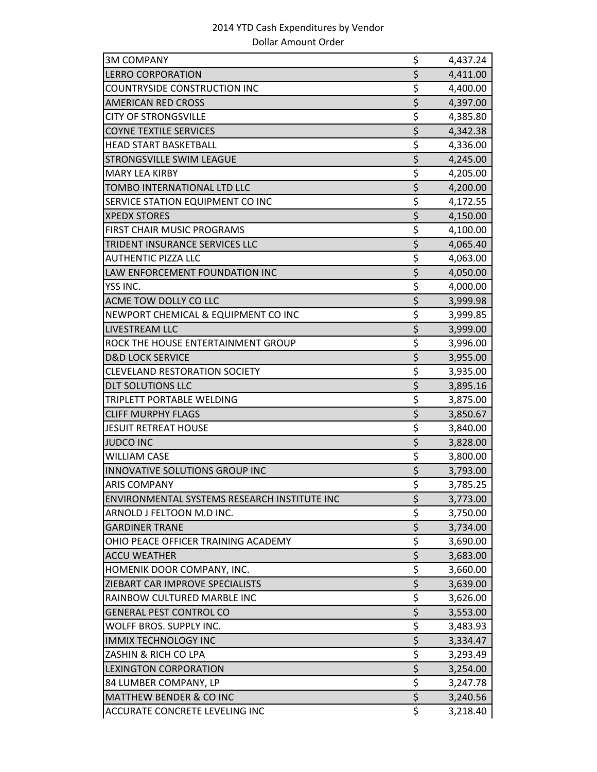2014 YTD Cash Expenditures by Vendor
Dollar Amount Order

| | | |
|---|---|---|
| 3M COMPANY | $ | 4,437.24 |
| LERRO CORPORATION | $ | 4,411.00 |
| COUNTRYSIDE CONSTRUCTION INC | $ | 4,400.00 |
| AMERICAN RED CROSS | $ | 4,397.00 |
| CITY OF STRONGSVILLE | $ | 4,385.80 |
| COYNE TEXTILE SERVICES | $ | 4,342.38 |
| HEAD START BASKETBALL | $ | 4,336.00 |
| STRONGSVILLE SWIM LEAGUE | $ | 4,245.00 |
| MARY LEA KIRBY | $ | 4,205.00 |
| TOMBO INTERNATIONAL LTD LLC | $ | 4,200.00 |
| SERVICE STATION EQUIPMENT CO INC | $ | 4,172.55 |
| XPEDX STORES | $ | 4,150.00 |
| FIRST CHAIR MUSIC PROGRAMS | $ | 4,100.00 |
| TRIDENT INSURANCE SERVICES LLC | $ | 4,065.40 |
| AUTHENTIC PIZZA LLC | $ | 4,063.00 |
| LAW ENFORCEMENT FOUNDATION INC | $ | 4,050.00 |
| YSS INC. | $ | 4,000.00 |
| ACME TOW DOLLY CO LLC | $ | 3,999.98 |
| NEWPORT CHEMICAL & EQUIPMENT CO INC | $ | 3,999.85 |
| LIVESTREAM LLC | $ | 3,999.00 |
| ROCK THE HOUSE ENTERTAINMENT GROUP | $ | 3,996.00 |
| D&D LOCK SERVICE | $ | 3,955.00 |
| CLEVELAND RESTORATION SOCIETY | $ | 3,935.00 |
| DLT SOLUTIONS LLC | $ | 3,895.16 |
| TRIPLETT PORTABLE WELDING | $ | 3,875.00 |
| CLIFF MURPHY FLAGS | $ | 3,850.67 |
| JESUIT RETREAT HOUSE | $ | 3,840.00 |
| JUDCO INC | $ | 3,828.00 |
| WILLIAM CASE | $ | 3,800.00 |
| INNOVATIVE SOLUTIONS GROUP INC | $ | 3,793.00 |
| ARIS COMPANY | $ | 3,785.25 |
| ENVIRONMENTAL SYSTEMS RESEARCH INSTITUTE INC | $ | 3,773.00 |
| ARNOLD J FELTOON M.D INC. | $ | 3,750.00 |
| GARDINER TRANE | $ | 3,734.00 |
| OHIO PEACE OFFICER TRAINING ACADEMY | $ | 3,690.00 |
| ACCU WEATHER | $ | 3,683.00 |
| HOMENIK DOOR COMPANY, INC. | $ | 3,660.00 |
| ZIEBART CAR IMPROVE SPECIALISTS | $ | 3,639.00 |
| RAINBOW CULTURED MARBLE INC | $ | 3,626.00 |
| GENERAL PEST CONTROL CO | $ | 3,553.00 |
| WOLFF BROS. SUPPLY INC. | $ | 3,483.93 |
| IMMIX TECHNOLOGY INC | $ | 3,334.47 |
| ZASHIN & RICH CO LPA | $ | 3,293.49 |
| LEXINGTON CORPORATION | $ | 3,254.00 |
| 84 LUMBER COMPANY, LP | $ | 3,247.78 |
| MATTHEW BENDER & CO INC | $ | 3,240.56 |
| ACCURATE CONCRETE LEVELING INC | $ | 3,218.40 |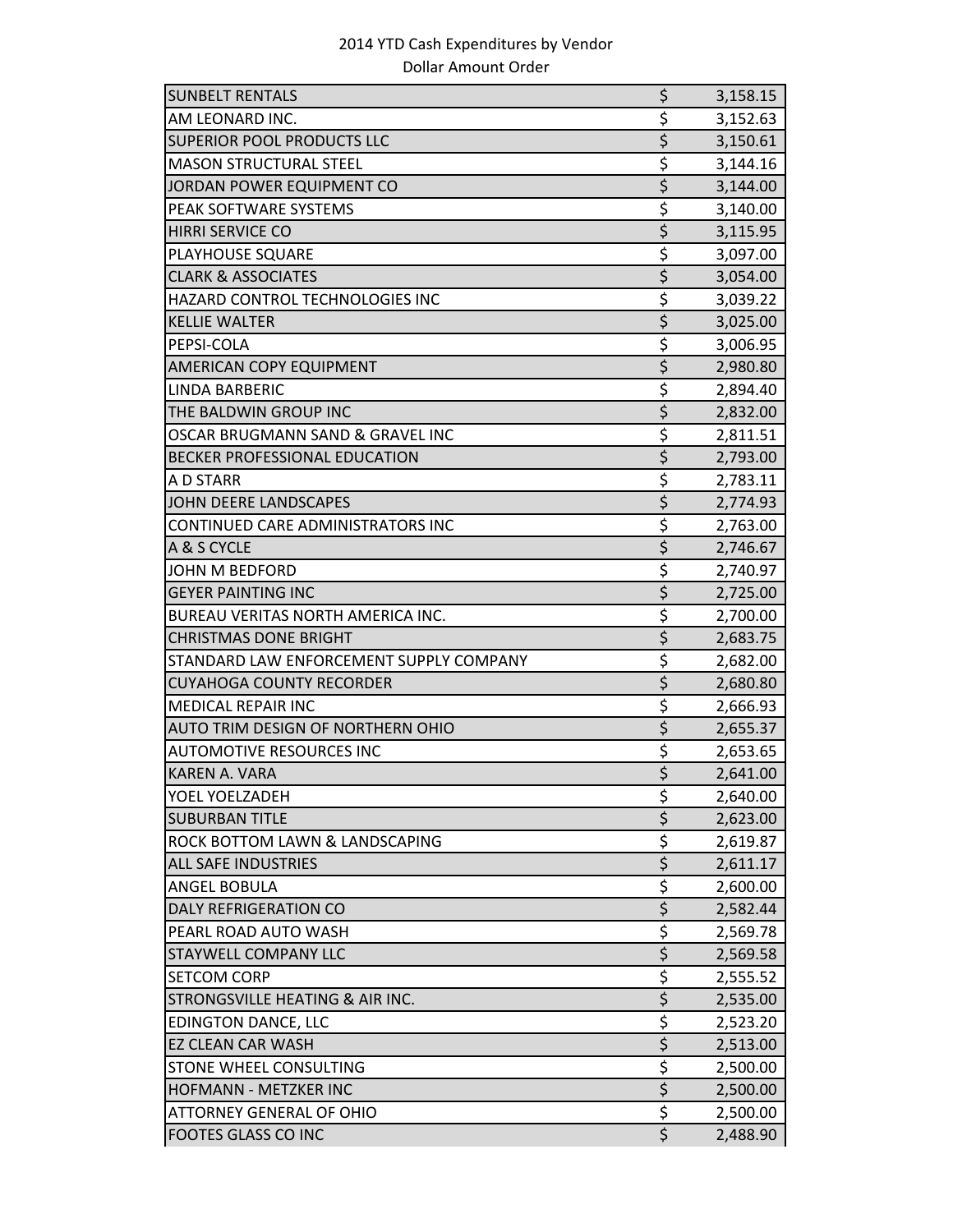2014 YTD Cash Expenditures by Vendor
Dollar Amount Order

| Vendor | | Amount |
|---|---|---|
| SUNBELT RENTALS | $ | 3,158.15 |
| AM LEONARD INC. | $ | 3,152.63 |
| SUPERIOR POOL PRODUCTS LLC | $ | 3,150.61 |
| MASON STRUCTURAL STEEL | $ | 3,144.16 |
| JORDAN POWER EQUIPMENT CO | $ | 3,144.00 |
| PEAK SOFTWARE SYSTEMS | $ | 3,140.00 |
| HIRRI SERVICE CO | $ | 3,115.95 |
| PLAYHOUSE SQUARE | $ | 3,097.00 |
| CLARK & ASSOCIATES | $ | 3,054.00 |
| HAZARD CONTROL TECHNOLOGIES INC | $ | 3,039.22 |
| KELLIE WALTER | $ | 3,025.00 |
| PEPSI-COLA | $ | 3,006.95 |
| AMERICAN COPY EQUIPMENT | $ | 2,980.80 |
| LINDA BARBERIC | $ | 2,894.40 |
| THE BALDWIN GROUP INC | $ | 2,832.00 |
| OSCAR BRUGMANN SAND & GRAVEL INC | $ | 2,811.51 |
| BECKER PROFESSIONAL EDUCATION | $ | 2,793.00 |
| A D STARR | $ | 2,783.11 |
| JOHN DEERE LANDSCAPES | $ | 2,774.93 |
| CONTINUED CARE ADMINISTRATORS INC | $ | 2,763.00 |
| A & S CYCLE | $ | 2,746.67 |
| JOHN M BEDFORD | $ | 2,740.97 |
| GEYER PAINTING INC | $ | 2,725.00 |
| BUREAU VERITAS NORTH AMERICA INC. | $ | 2,700.00 |
| CHRISTMAS DONE BRIGHT | $ | 2,683.75 |
| STANDARD LAW ENFORCEMENT SUPPLY COMPANY | $ | 2,682.00 |
| CUYAHOGA COUNTY RECORDER | $ | 2,680.80 |
| MEDICAL REPAIR INC | $ | 2,666.93 |
| AUTO TRIM DESIGN OF NORTHERN OHIO | $ | 2,655.37 |
| AUTOMOTIVE RESOURCES INC | $ | 2,653.65 |
| KAREN A. VARA | $ | 2,641.00 |
| YOEL YOELZADEH | $ | 2,640.00 |
| SUBURBAN TITLE | $ | 2,623.00 |
| ROCK BOTTOM LAWN & LANDSCAPING | $ | 2,619.87 |
| ALL SAFE INDUSTRIES | $ | 2,611.17 |
| ANGEL BOBULA | $ | 2,600.00 |
| DALY REFRIGERATION CO | $ | 2,582.44 |
| PEARL ROAD AUTO WASH | $ | 2,569.78 |
| STAYWELL COMPANY LLC | $ | 2,569.58 |
| SETCOM CORP | $ | 2,555.52 |
| STRONGSVILLE HEATING & AIR INC. | $ | 2,535.00 |
| EDINGTON DANCE, LLC | $ | 2,523.20 |
| EZ CLEAN CAR WASH | $ | 2,513.00 |
| STONE WHEEL CONSULTING | $ | 2,500.00 |
| HOFMANN - METZKER INC | $ | 2,500.00 |
| ATTORNEY GENERAL OF OHIO | $ | 2,500.00 |
| FOOTES GLASS CO INC | $ | 2,488.90 |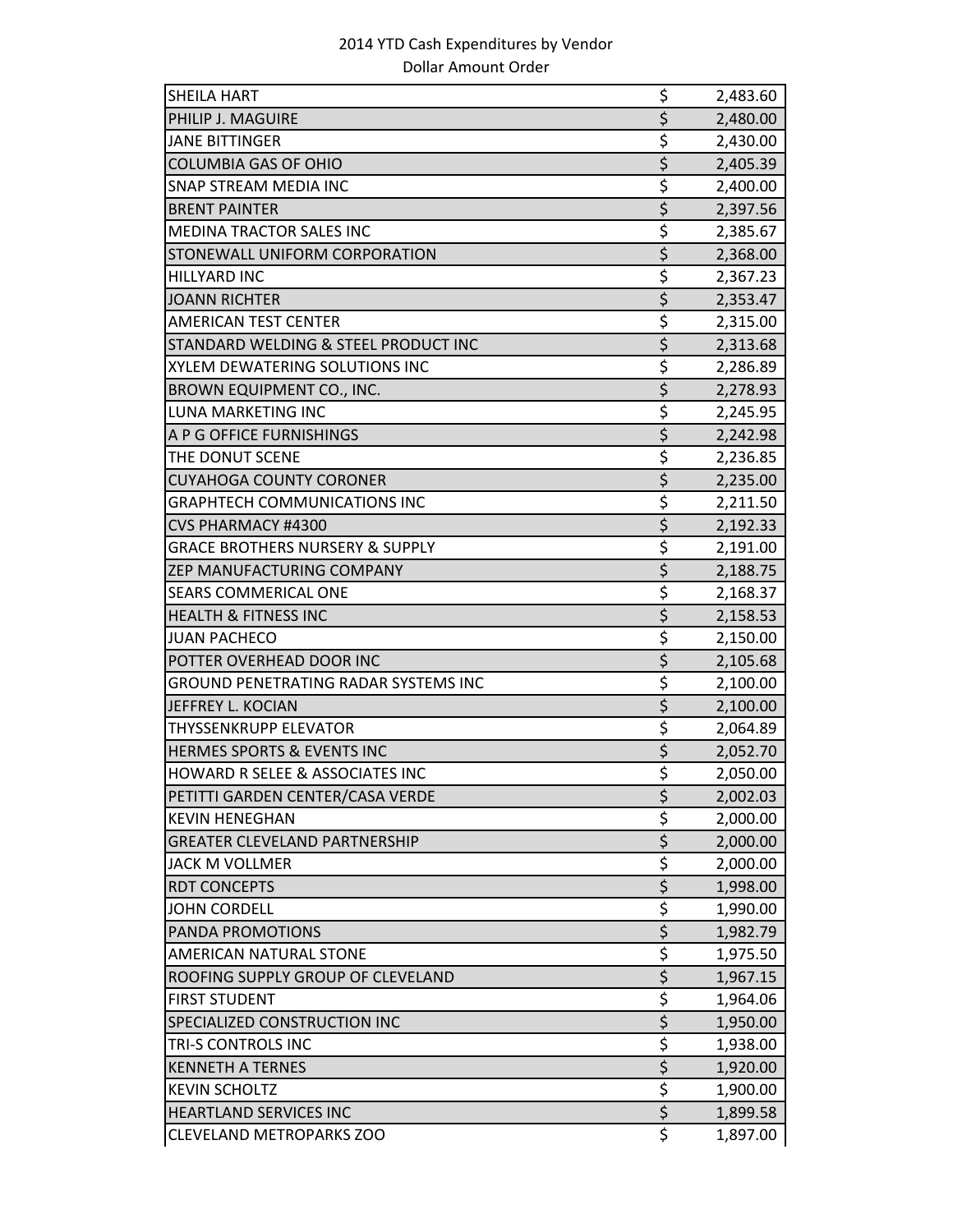2014 YTD Cash Expenditures by Vendor
Dollar Amount Order

| Vendor | | Amount |
|---|---|---|
| SHEILA HART | $ | 2,483.60 |
| PHILIP J. MAGUIRE | $ | 2,480.00 |
| JANE BITTINGER | $ | 2,430.00 |
| COLUMBIA GAS OF OHIO | $ | 2,405.39 |
| SNAP STREAM MEDIA INC | $ | 2,400.00 |
| BRENT PAINTER | $ | 2,397.56 |
| MEDINA TRACTOR SALES INC | $ | 2,385.67 |
| STONEWALL UNIFORM CORPORATION | $ | 2,368.00 |
| HILLYARD INC | $ | 2,367.23 |
| JOANN RICHTER | $ | 2,353.47 |
| AMERICAN TEST CENTER | $ | 2,315.00 |
| STANDARD WELDING & STEEL PRODUCT INC | $ | 2,313.68 |
| XYLEM DEWATERING SOLUTIONS INC | $ | 2,286.89 |
| BROWN EQUIPMENT CO., INC. | $ | 2,278.93 |
| LUNA MARKETING INC | $ | 2,245.95 |
| A P G OFFICE FURNISHINGS | $ | 2,242.98 |
| THE DONUT SCENE | $ | 2,236.85 |
| CUYAHOGA COUNTY CORONER | $ | 2,235.00 |
| GRAPHTECH COMMUNICATIONS INC | $ | 2,211.50 |
| CVS PHARMACY #4300 | $ | 2,192.33 |
| GRACE BROTHERS NURSERY & SUPPLY | $ | 2,191.00 |
| ZEP MANUFACTURING COMPANY | $ | 2,188.75 |
| SEARS COMMERICAL ONE | $ | 2,168.37 |
| HEALTH & FITNESS INC | $ | 2,158.53 |
| JUAN PACHECO | $ | 2,150.00 |
| POTTER OVERHEAD DOOR INC | $ | 2,105.68 |
| GROUND PENETRATING RADAR SYSTEMS INC | $ | 2,100.00 |
| JEFFREY L. KOCIAN | $ | 2,100.00 |
| THYSSENKRUPP ELEVATOR | $ | 2,064.89 |
| HERMES SPORTS & EVENTS INC | $ | 2,052.70 |
| HOWARD R SELEE & ASSOCIATES INC | $ | 2,050.00 |
| PETITTI GARDEN CENTER/CASA VERDE | $ | 2,002.03 |
| KEVIN HENEGHAN | $ | 2,000.00 |
| GREATER CLEVELAND PARTNERSHIP | $ | 2,000.00 |
| JACK M VOLLMER | $ | 2,000.00 |
| RDT CONCEPTS | $ | 1,998.00 |
| JOHN CORDELL | $ | 1,990.00 |
| PANDA PROMOTIONS | $ | 1,982.79 |
| AMERICAN NATURAL STONE | $ | 1,975.50 |
| ROOFING SUPPLY GROUP OF CLEVELAND | $ | 1,967.15 |
| FIRST STUDENT | $ | 1,964.06 |
| SPECIALIZED CONSTRUCTION INC | $ | 1,950.00 |
| TRI-S CONTROLS INC | $ | 1,938.00 |
| KENNETH A TERNES | $ | 1,920.00 |
| KEVIN SCHOLTZ | $ | 1,900.00 |
| HEARTLAND SERVICES INC | $ | 1,899.58 |
| CLEVELAND METROPARKS ZOO | $ | 1,897.00 |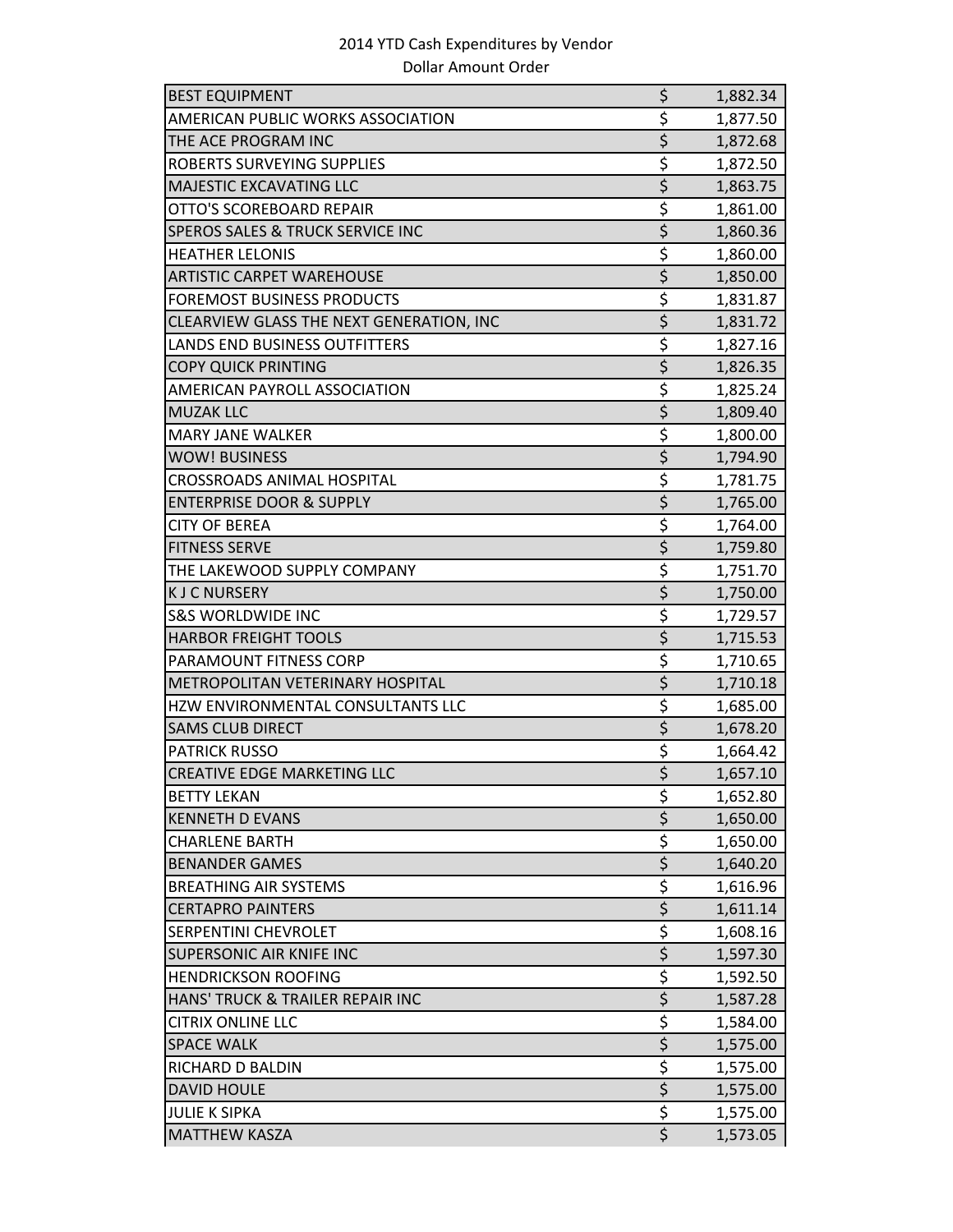2014 YTD Cash Expenditures by Vendor

Dollar Amount Order

| Vendor | Amount |
|---|---|
| BEST EQUIPMENT | $ 1,882.34 |
| AMERICAN PUBLIC WORKS ASSOCIATION | $ 1,877.50 |
| THE ACE PROGRAM INC | $ 1,872.68 |
| ROBERTS SURVEYING SUPPLIES | $ 1,872.50 |
| MAJESTIC EXCAVATING LLC | $ 1,863.75 |
| OTTO'S SCOREBOARD REPAIR | $ 1,861.00 |
| SPEROS SALES & TRUCK SERVICE INC | $ 1,860.36 |
| HEATHER LELONIS | $ 1,860.00 |
| ARTISTIC CARPET WAREHOUSE | $ 1,850.00 |
| FOREMOST BUSINESS PRODUCTS | $ 1,831.87 |
| CLEARVIEW GLASS THE NEXT GENERATION, INC | $ 1,831.72 |
| LANDS END BUSINESS OUTFITTERS | $ 1,827.16 |
| COPY QUICK PRINTING | $ 1,826.35 |
| AMERICAN PAYROLL ASSOCIATION | $ 1,825.24 |
| MUZAK LLC | $ 1,809.40 |
| MARY JANE WALKER | $ 1,800.00 |
| WOW! BUSINESS | $ 1,794.90 |
| CROSSROADS ANIMAL HOSPITAL | $ 1,781.75 |
| ENTERPRISE DOOR & SUPPLY | $ 1,765.00 |
| CITY OF BEREA | $ 1,764.00 |
| FITNESS SERVE | $ 1,759.80 |
| THE LAKEWOOD SUPPLY COMPANY | $ 1,751.70 |
| K J C NURSERY | $ 1,750.00 |
| S&S WORLDWIDE INC | $ 1,729.57 |
| HARBOR FREIGHT TOOLS | $ 1,715.53 |
| PARAMOUNT FITNESS CORP | $ 1,710.65 |
| METROPOLITAN VETERINARY HOSPITAL | $ 1,710.18 |
| HZW ENVIRONMENTAL CONSULTANTS LLC | $ 1,685.00 |
| SAMS CLUB DIRECT | $ 1,678.20 |
| PATRICK RUSSO | $ 1,664.42 |
| CREATIVE EDGE MARKETING LLC | $ 1,657.10 |
| BETTY LEKAN | $ 1,652.80 |
| KENNETH D EVANS | $ 1,650.00 |
| CHARLENE BARTH | $ 1,650.00 |
| BENANDER GAMES | $ 1,640.20 |
| BREATHING AIR SYSTEMS | $ 1,616.96 |
| CERTAPRO PAINTERS | $ 1,611.14 |
| SERPENTINI CHEVROLET | $ 1,608.16 |
| SUPERSONIC AIR KNIFE INC | $ 1,597.30 |
| HENDRICKSON ROOFING | $ 1,592.50 |
| HANS' TRUCK & TRAILER REPAIR INC | $ 1,587.28 |
| CITRIX ONLINE LLC | $ 1,584.00 |
| SPACE WALK | $ 1,575.00 |
| RICHARD D BALDIN | $ 1,575.00 |
| DAVID HOULE | $ 1,575.00 |
| JULIE K SIPKA | $ 1,575.00 |
| MATTHEW KASZA | $ 1,573.05 |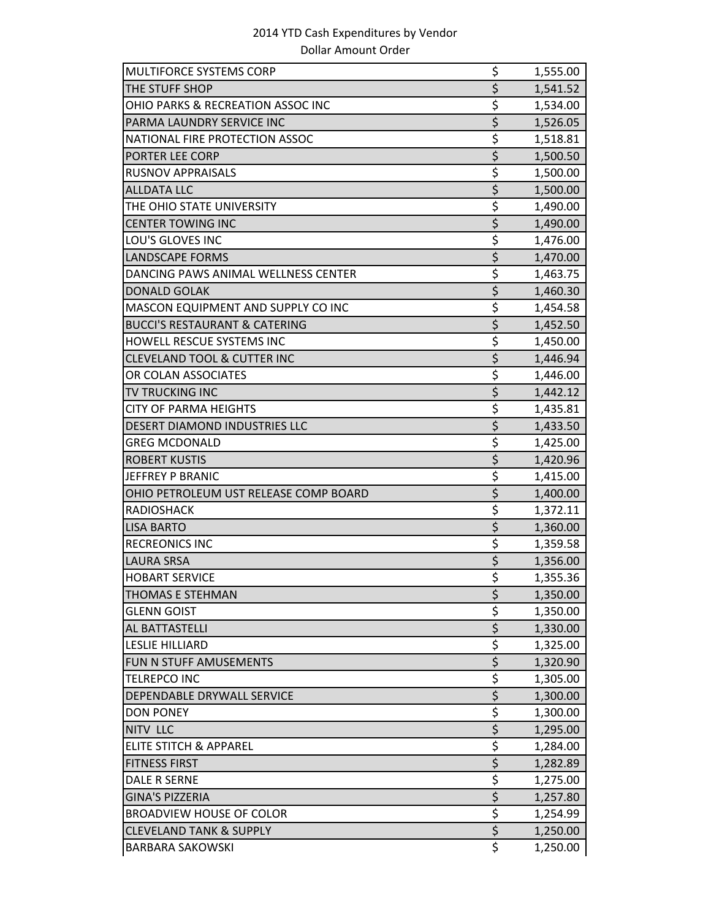2014 YTD Cash Expenditures by Vendor

Dollar Amount Order

| Vendor | Amount |
|---|---|
| MULTIFORCE SYSTEMS CORP | $ 1,555.00 |
| THE STUFF SHOP | $ 1,541.52 |
| OHIO PARKS & RECREATION ASSOC INC | $ 1,534.00 |
| PARMA LAUNDRY SERVICE INC | $ 1,526.05 |
| NATIONAL FIRE PROTECTION ASSOC | $ 1,518.81 |
| PORTER LEE CORP | $ 1,500.50 |
| RUSNOV APPRAISALS | $ 1,500.00 |
| ALLDATA LLC | $ 1,500.00 |
| THE OHIO STATE UNIVERSITY | $ 1,490.00 |
| CENTER TOWING INC | $ 1,490.00 |
| LOU'S GLOVES INC | $ 1,476.00 |
| LANDSCAPE FORMS | $ 1,470.00 |
| DANCING PAWS ANIMAL WELLNESS CENTER | $ 1,463.75 |
| DONALD GOLAK | $ 1,460.30 |
| MASCON EQUIPMENT AND SUPPLY CO INC | $ 1,454.58 |
| BUCCI'S RESTAURANT & CATERING | $ 1,452.50 |
| HOWELL RESCUE SYSTEMS INC | $ 1,450.00 |
| CLEVELAND TOOL & CUTTER INC | $ 1,446.94 |
| OR COLAN ASSOCIATES | $ 1,446.00 |
| TV TRUCKING INC | $ 1,442.12 |
| CITY OF PARMA HEIGHTS | $ 1,435.81 |
| DESERT DIAMOND INDUSTRIES LLC | $ 1,433.50 |
| GREG MCDONALD | $ 1,425.00 |
| ROBERT KUSTIS | $ 1,420.96 |
| JEFFREY P BRANIC | $ 1,415.00 |
| OHIO PETROLEUM UST RELEASE COMP BOARD | $ 1,400.00 |
| RADIOSHACK | $ 1,372.11 |
| LISA BARTO | $ 1,360.00 |
| RECREONICS INC | $ 1,359.58 |
| LAURA SRSA | $ 1,356.00 |
| HOBART SERVICE | $ 1,355.36 |
| THOMAS E STEHMAN | $ 1,350.00 |
| GLENN GOIST | $ 1,350.00 |
| AL BATTASTELLI | $ 1,330.00 |
| LESLIE HILLIARD | $ 1,325.00 |
| FUN N STUFF AMUSEMENTS | $ 1,320.90 |
| TELREPCO INC | $ 1,305.00 |
| DEPENDABLE DRYWALL SERVICE | $ 1,300.00 |
| DON PONEY | $ 1,300.00 |
| NITV LLC | $ 1,295.00 |
| ELITE STITCH & APPAREL | $ 1,284.00 |
| FITNESS FIRST | $ 1,282.89 |
| DALE R SERNE | $ 1,275.00 |
| GINA'S PIZZERIA | $ 1,257.80 |
| BROADVIEW HOUSE OF COLOR | $ 1,254.99 |
| CLEVELAND TANK & SUPPLY | $ 1,250.00 |
| BARBARA SAKOWSKI | $ 1,250.00 |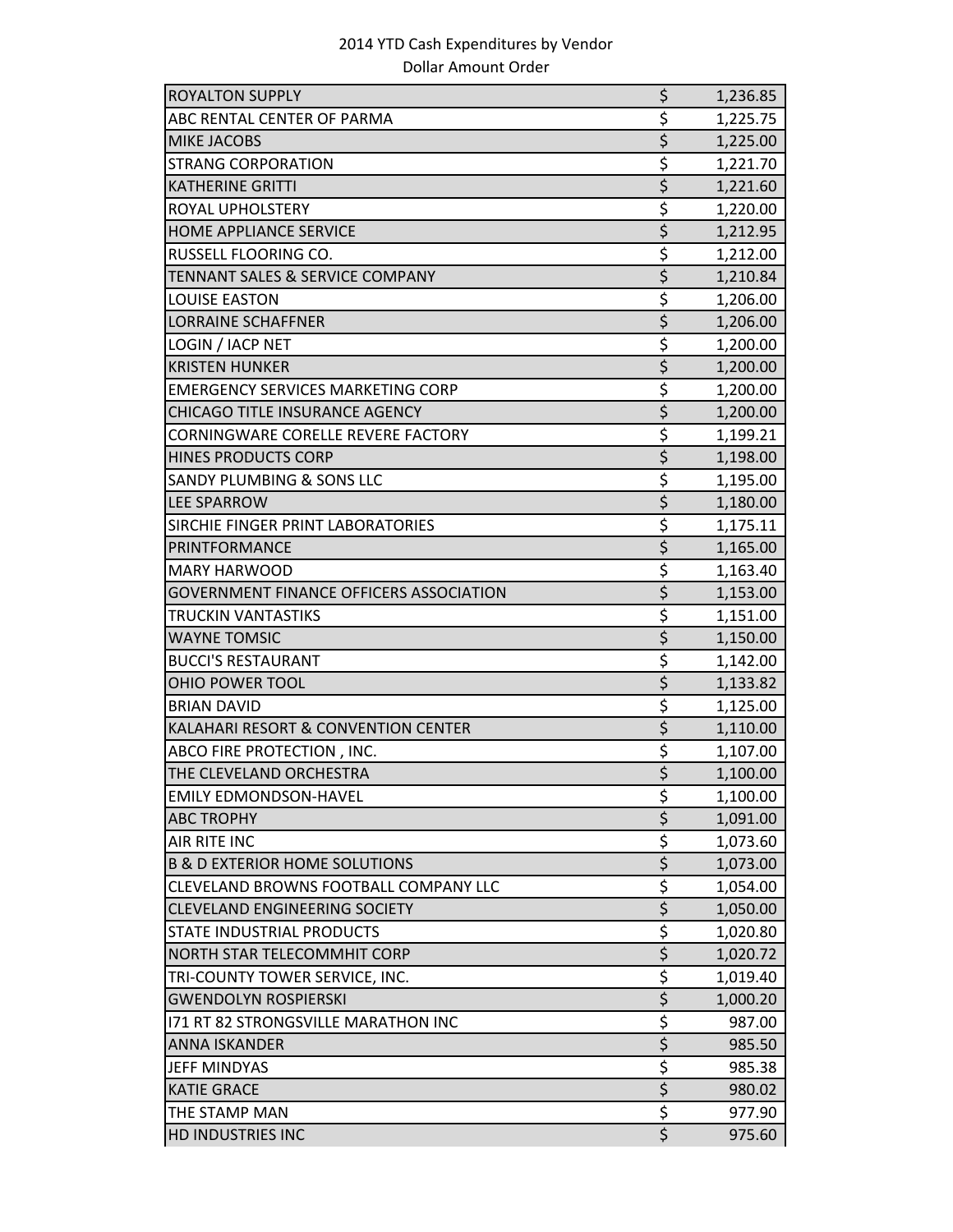2014 YTD Cash Expenditures by Vendor

Dollar Amount Order

| | | |
|---|---|---|
| ROYALTON SUPPLY | $ | 1,236.85 |
| ABC RENTAL CENTER OF PARMA | $ | 1,225.75 |
| MIKE JACOBS | $ | 1,225.00 |
| STRANG CORPORATION | $ | 1,221.70 |
| KATHERINE GRITTI | $ | 1,221.60 |
| ROYAL UPHOLSTERY | $ | 1,220.00 |
| HOME APPLIANCE SERVICE | $ | 1,212.95 |
| RUSSELL FLOORING CO. | $ | 1,212.00 |
| TENNANT SALES & SERVICE COMPANY | $ | 1,210.84 |
| LOUISE EASTON | $ | 1,206.00 |
| LORRAINE SCHAFFNER | $ | 1,206.00 |
| LOGIN / IACP NET | $ | 1,200.00 |
| KRISTEN HUNKER | $ | 1,200.00 |
| EMERGENCY SERVICES MARKETING CORP | $ | 1,200.00 |
| CHICAGO TITLE INSURANCE AGENCY | $ | 1,200.00 |
| CORNINGWARE CORELLE REVERE FACTORY | $ | 1,199.21 |
| HINES PRODUCTS CORP | $ | 1,198.00 |
| SANDY PLUMBING & SONS LLC | $ | 1,195.00 |
| LEE SPARROW | $ | 1,180.00 |
| SIRCHIE FINGER PRINT LABORATORIES | $ | 1,175.11 |
| PRINTFORMANCE | $ | 1,165.00 |
| MARY HARWOOD | $ | 1,163.40 |
| GOVERNMENT FINANCE OFFICERS ASSOCIATION | $ | 1,153.00 |
| TRUCKIN VANTASTIKS | $ | 1,151.00 |
| WAYNE TOMSIC | $ | 1,150.00 |
| BUCCI'S RESTAURANT | $ | 1,142.00 |
| OHIO POWER TOOL | $ | 1,133.82 |
| BRIAN DAVID | $ | 1,125.00 |
| KALAHARI RESORT & CONVENTION CENTER | $ | 1,110.00 |
| ABCO FIRE PROTECTION , INC. | $ | 1,107.00 |
| THE CLEVELAND ORCHESTRA | $ | 1,100.00 |
| EMILY EDMONDSON-HAVEL | $ | 1,100.00 |
| ABC TROPHY | $ | 1,091.00 |
| AIR RITE INC | $ | 1,073.60 |
| B & D EXTERIOR HOME SOLUTIONS | $ | 1,073.00 |
| CLEVELAND BROWNS FOOTBALL COMPANY LLC | $ | 1,054.00 |
| CLEVELAND ENGINEERING SOCIETY | $ | 1,050.00 |
| STATE INDUSTRIAL PRODUCTS | $ | 1,020.80 |
| NORTH STAR TELECOMMHIT CORP | $ | 1,020.72 |
| TRI-COUNTY TOWER SERVICE, INC. | $ | 1,019.40 |
| GWENDOLYN ROSPIERSKI | $ | 1,000.20 |
| I71 RT 82 STRONGSVILLE MARATHON INC | $ | 987.00 |
| ANNA ISKANDER | $ | 985.50 |
| JEFF MINDYAS | $ | 985.38 |
| KATIE GRACE | $ | 980.02 |
| THE STAMP MAN | $ | 977.90 |
| HD INDUSTRIES INC | $ | 975.60 |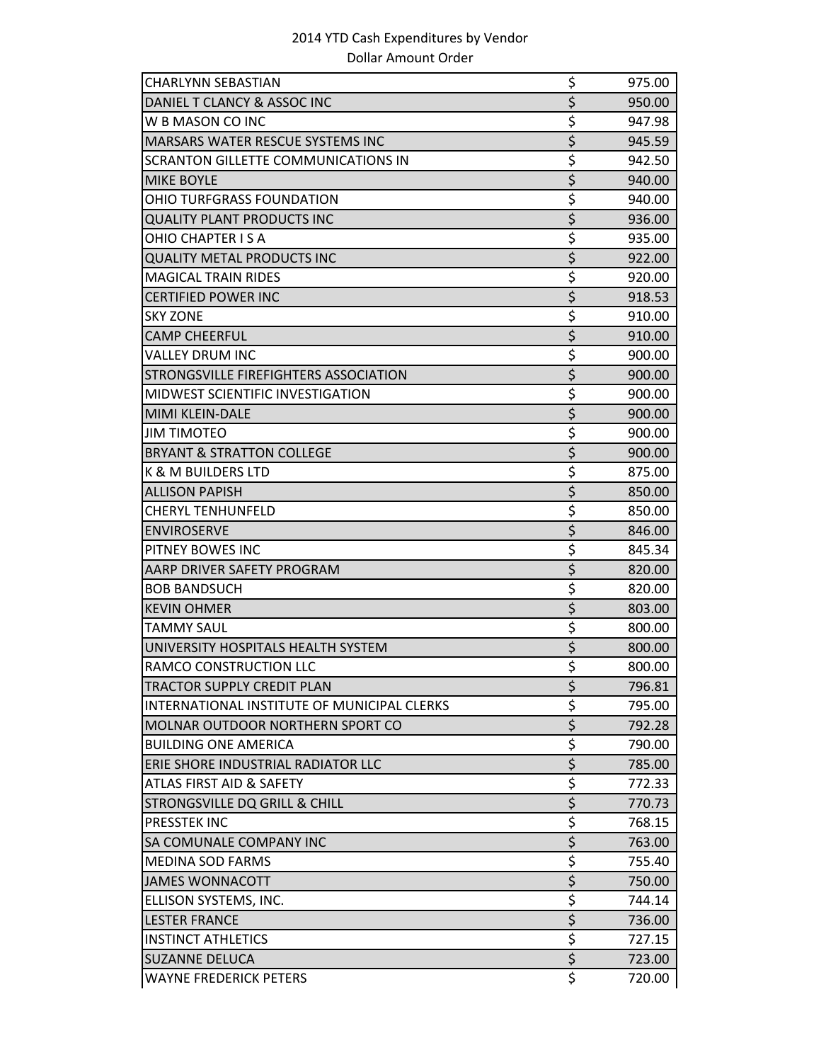2014 YTD Cash Expenditures by Vendor

Dollar Amount Order

| | | |
|---|---|---|
| CHARLYNN SEBASTIAN | $ | 975.00 |
| DANIEL T CLANCY & ASSOC INC | $ | 950.00 |
| W B MASON CO INC | $ | 947.98 |
| MARSARS WATER RESCUE SYSTEMS INC | $ | 945.59 |
| SCRANTON GILLETTE COMMUNICATIONS IN | $ | 942.50 |
| MIKE BOYLE | $ | 940.00 |
| OHIO TURFGRASS FOUNDATION | $ | 940.00 |
| QUALITY PLANT PRODUCTS INC | $ | 936.00 |
| OHIO CHAPTER I S A | $ | 935.00 |
| QUALITY METAL PRODUCTS INC | $ | 922.00 |
| MAGICAL TRAIN RIDES | $ | 920.00 |
| CERTIFIED POWER INC | $ | 918.53 |
| SKY ZONE | $ | 910.00 |
| CAMP CHEERFUL | $ | 910.00 |
| VALLEY DRUM INC | $ | 900.00 |
| STRONGSVILLE FIREFIGHTERS ASSOCIATION | $ | 900.00 |
| MIDWEST SCIENTIFIC INVESTIGATION | $ | 900.00 |
| MIMI KLEIN-DALE | $ | 900.00 |
| JIM TIMOTEO | $ | 900.00 |
| BRYANT & STRATTON COLLEGE | $ | 900.00 |
| K & M BUILDERS LTD | $ | 875.00 |
| ALLISON PAPISH | $ | 850.00 |
| CHERYL TENHUNFELD | $ | 850.00 |
| ENVIROSERVE | $ | 846.00 |
| PITNEY BOWES INC | $ | 845.34 |
| AARP DRIVER SAFETY PROGRAM | $ | 820.00 |
| BOB BANDSUCH | $ | 820.00 |
| KEVIN OHMER | $ | 803.00 |
| TAMMY SAUL | $ | 800.00 |
| UNIVERSITY HOSPITALS HEALTH SYSTEM | $ | 800.00 |
| RAMCO CONSTRUCTION LLC | $ | 800.00 |
| TRACTOR SUPPLY CREDIT PLAN | $ | 796.81 |
| INTERNATIONAL INSTITUTE OF MUNICIPAL CLERKS | $ | 795.00 |
| MOLNAR OUTDOOR NORTHERN SPORT CO | $ | 792.28 |
| BUILDING ONE AMERICA | $ | 790.00 |
| ERIE SHORE INDUSTRIAL RADIATOR LLC | $ | 785.00 |
| ATLAS FIRST AID & SAFETY | $ | 772.33 |
| STRONGSVILLE DQ GRILL & CHILL | $ | 770.73 |
| PRESSTEK INC | $ | 768.15 |
| SA COMUNALE COMPANY INC | $ | 763.00 |
| MEDINA SOD FARMS | $ | 755.40 |
| JAMES WONNACOTT | $ | 750.00 |
| ELLISON SYSTEMS, INC. | $ | 744.14 |
| LESTER FRANCE | $ | 736.00 |
| INSTINCT ATHLETICS | $ | 727.15 |
| SUZANNE DELUCA | $ | 723.00 |
| WAYNE FREDERICK PETERS | $ | 720.00 |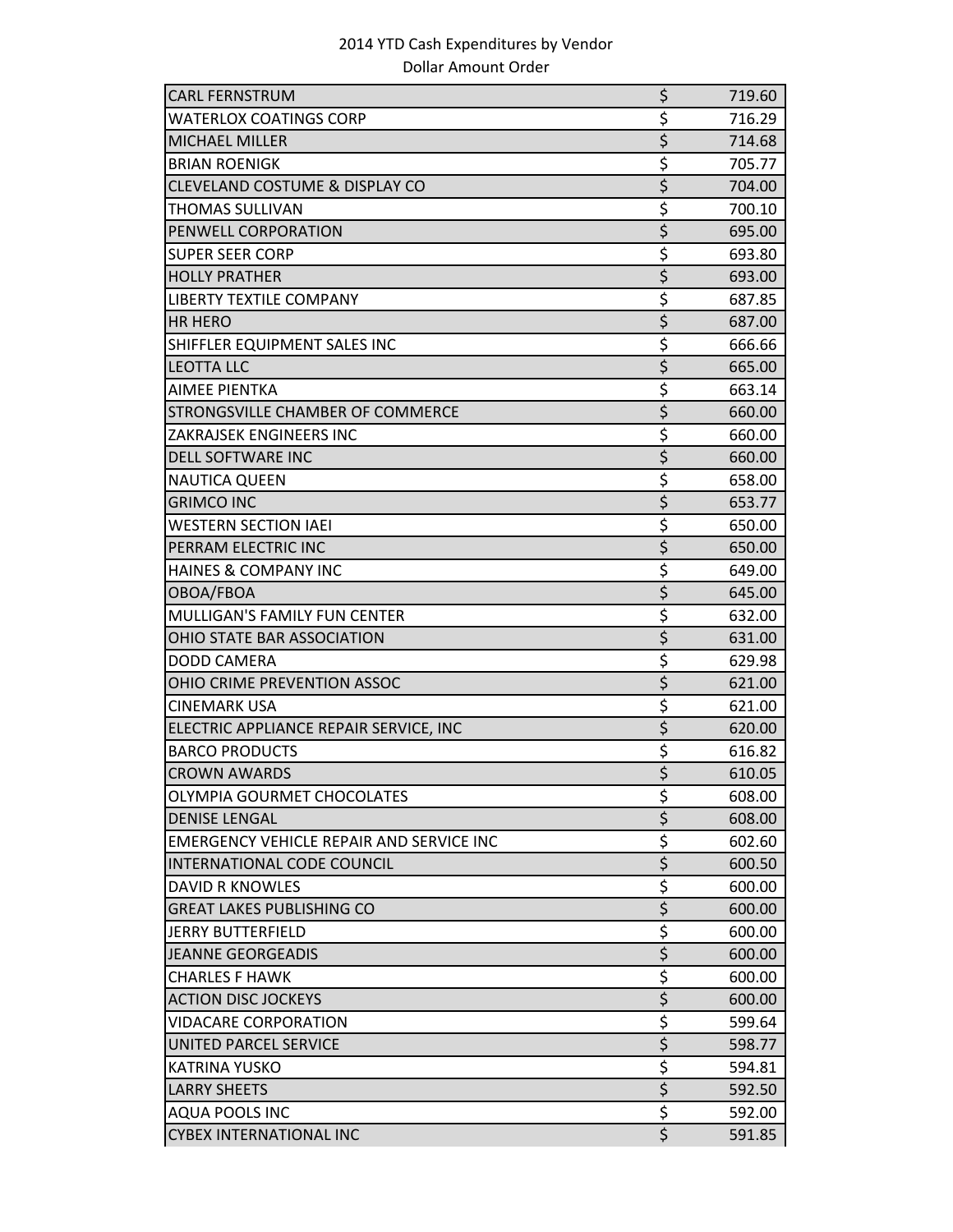2014 YTD Cash Expenditures by Vendor
Dollar Amount Order

| | | |
|---|---|---|
| CARL FERNSTRUM | $ | 719.60 |
| WATERLOX COATINGS CORP | $ | 716.29 |
| MICHAEL MILLER | $ | 714.68 |
| BRIAN ROENIGK | $ | 705.77 |
| CLEVELAND COSTUME & DISPLAY CO | $ | 704.00 |
| THOMAS SULLIVAN | $ | 700.10 |
| PENWELL CORPORATION | $ | 695.00 |
| SUPER SEER CORP | $ | 693.80 |
| HOLLY PRATHER | $ | 693.00 |
| LIBERTY TEXTILE COMPANY | $ | 687.85 |
| HR HERO | $ | 687.00 |
| SHIFFLER EQUIPMENT SALES INC | $ | 666.66 |
| LEOTTA LLC | $ | 665.00 |
| AIMEE PIENTKA | $ | 663.14 |
| STRONGSVILLE CHAMBER OF COMMERCE | $ | 660.00 |
| ZAKRAJSEK ENGINEERS INC | $ | 660.00 |
| DELL SOFTWARE INC | $ | 660.00 |
| NAUTICA QUEEN | $ | 658.00 |
| GRIMCO INC | $ | 653.77 |
| WESTERN SECTION IAEI | $ | 650.00 |
| PERRAM ELECTRIC INC | $ | 650.00 |
| HAINES & COMPANY INC | $ | 649.00 |
| OBOA/FBOA | $ | 645.00 |
| MULLIGAN'S FAMILY FUN CENTER | $ | 632.00 |
| OHIO STATE BAR ASSOCIATION | $ | 631.00 |
| DODD CAMERA | $ | 629.98 |
| OHIO CRIME PREVENTION ASSOC | $ | 621.00 |
| CINEMARK USA | $ | 621.00 |
| ELECTRIC APPLIANCE REPAIR SERVICE, INC | $ | 620.00 |
| BARCO PRODUCTS | $ | 616.82 |
| CROWN AWARDS | $ | 610.05 |
| OLYMPIA GOURMET CHOCOLATES | $ | 608.00 |
| DENISE LENGAL | $ | 608.00 |
| EMERGENCY VEHICLE REPAIR AND SERVICE INC | $ | 602.60 |
| INTERNATIONAL CODE COUNCIL | $ | 600.50 |
| DAVID R KNOWLES | $ | 600.00 |
| GREAT LAKES PUBLISHING CO | $ | 600.00 |
| JERRY BUTTERFIELD | $ | 600.00 |
| JEANNE GEORGEADIS | $ | 600.00 |
| CHARLES F HAWK | $ | 600.00 |
| ACTION DISC JOCKEYS | $ | 600.00 |
| VIDACARE CORPORATION | $ | 599.64 |
| UNITED PARCEL SERVICE | $ | 598.77 |
| KATRINA YUSKO | $ | 594.81 |
| LARRY SHEETS | $ | 592.50 |
| AQUA POOLS INC | $ | 592.00 |
| CYBEX INTERNATIONAL INC | $ | 591.85 |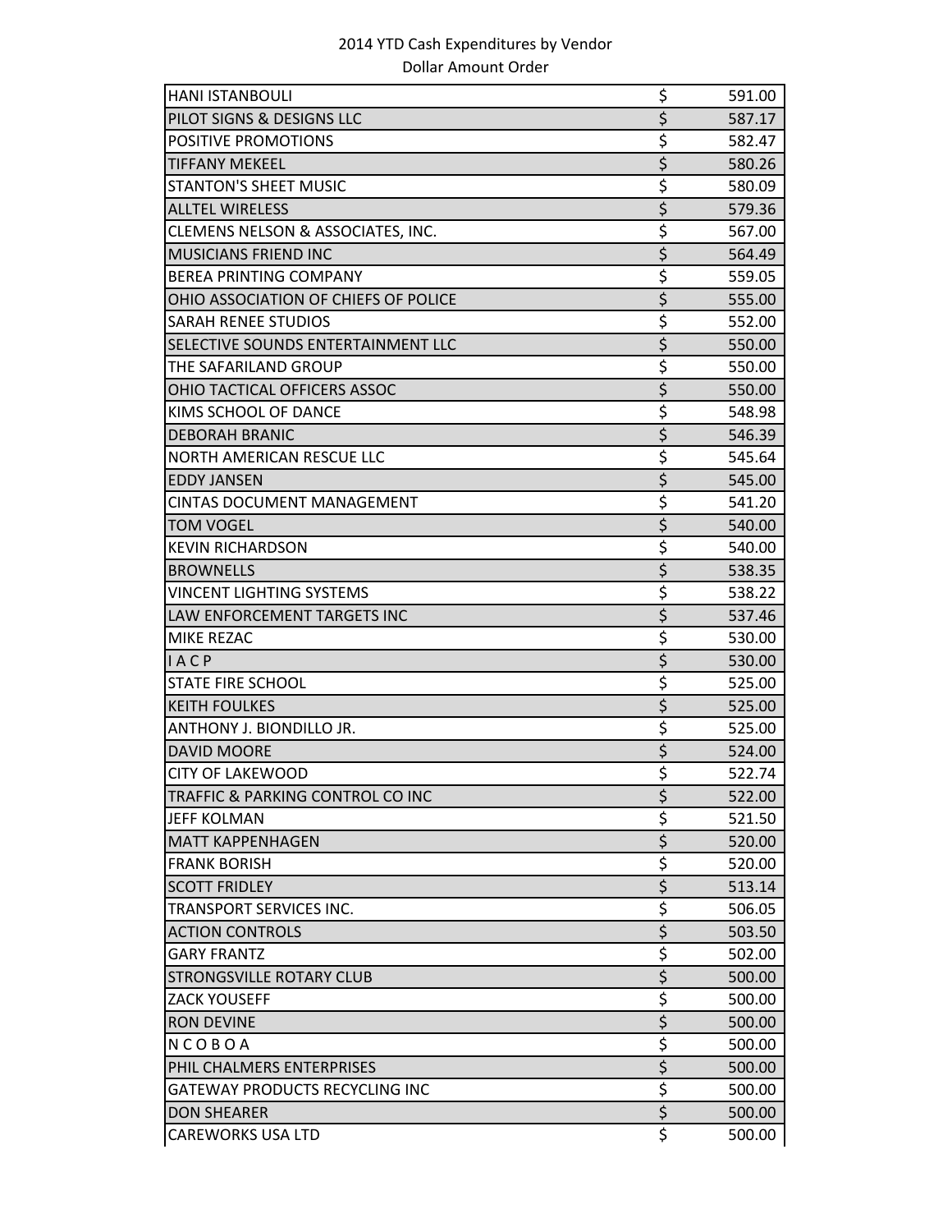# 2014 YTD Cash Expenditures by Vendor

Dollar Amount Order

| Vendor | | Amount |
|---|---|---|
| HANI ISTANBOULI | $ | 591.00 |
| PILOT SIGNS & DESIGNS LLC | $ | 587.17 |
| POSITIVE PROMOTIONS | $ | 582.47 |
| TIFFANY MEKEEL | $ | 580.26 |
| STANTON'S SHEET MUSIC | $ | 580.09 |
| ALLTEL WIRELESS | $ | 579.36 |
| CLEMENS NELSON & ASSOCIATES, INC. | $ | 567.00 |
| MUSICIANS FRIEND INC | $ | 564.49 |
| BEREA PRINTING COMPANY | $ | 559.05 |
| OHIO ASSOCIATION OF CHIEFS OF POLICE | $ | 555.00 |
| SARAH RENEE STUDIOS | $ | 552.00 |
| SELECTIVE SOUNDS ENTERTAINMENT LLC | $ | 550.00 |
| THE SAFARILAND GROUP | $ | 550.00 |
| OHIO TACTICAL OFFICERS ASSOC | $ | 550.00 |
| KIMS SCHOOL OF DANCE | $ | 548.98 |
| DEBORAH BRANIC | $ | 546.39 |
| NORTH AMERICAN RESCUE LLC | $ | 545.64 |
| EDDY JANSEN | $ | 545.00 |
| CINTAS DOCUMENT MANAGEMENT | $ | 541.20 |
| TOM VOGEL | $ | 540.00 |
| KEVIN RICHARDSON | $ | 540.00 |
| BROWNELLS | $ | 538.35 |
| VINCENT LIGHTING SYSTEMS | $ | 538.22 |
| LAW ENFORCEMENT TARGETS INC | $ | 537.46 |
| MIKE REZAC | $ | 530.00 |
| I A C P | $ | 530.00 |
| STATE FIRE SCHOOL | $ | 525.00 |
| KEITH FOULKES | $ | 525.00 |
| ANTHONY J. BIONDILLO JR. | $ | 525.00 |
| DAVID MOORE | $ | 524.00 |
| CITY OF LAKEWOOD | $ | 522.74 |
| TRAFFIC & PARKING CONTROL CO INC | $ | 522.00 |
| JEFF KOLMAN | $ | 521.50 |
| MATT KAPPENHAGEN | $ | 520.00 |
| FRANK BORISH | $ | 520.00 |
| SCOTT FRIDLEY | $ | 513.14 |
| TRANSPORT SERVICES INC. | $ | 506.05 |
| ACTION CONTROLS | $ | 503.50 |
| GARY FRANTZ | $ | 502.00 |
| STRONGSVILLE ROTARY CLUB | $ | 500.00 |
| ZACK YOUSEFF | $ | 500.00 |
| RON DEVINE | $ | 500.00 |
| N C O B O A | $ | 500.00 |
| PHIL CHALMERS ENTERPRISES | $ | 500.00 |
| GATEWAY PRODUCTS RECYCLING INC | $ | 500.00 |
| DON SHEARER | $ | 500.00 |
| CAREWORKS USA LTD | $ | 500.00 |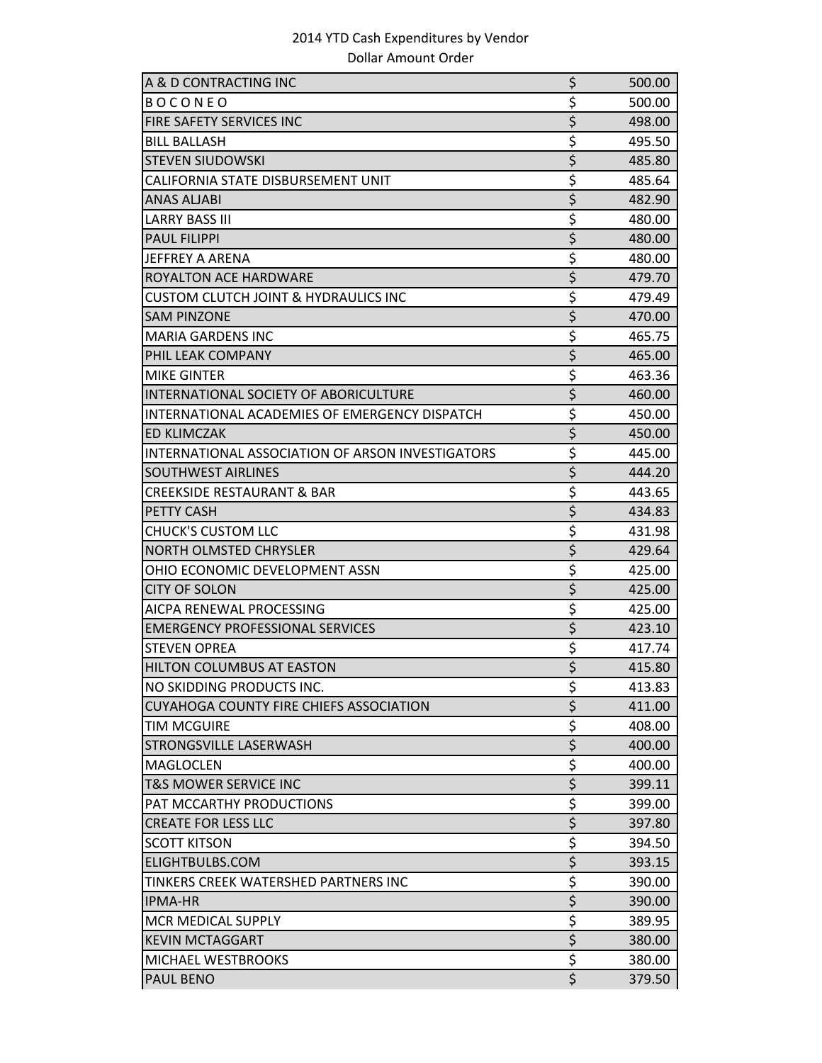2014 YTD Cash Expenditures by Vendor
Dollar Amount Order

| Vendor | | Amount |
|---|---|---|
| A & D CONTRACTING INC | $ | 500.00 |
| B O C O N E O | $ | 500.00 |
| FIRE SAFETY SERVICES INC | $ | 498.00 |
| BILL BALLASH | $ | 495.50 |
| STEVEN SIUDOWSKI | $ | 485.80 |
| CALIFORNIA STATE DISBURSEMENT UNIT | $ | 485.64 |
| ANAS ALJABI | $ | 482.90 |
| LARRY BASS III | $ | 480.00 |
| PAUL FILIPPI | $ | 480.00 |
| JEFFREY A ARENA | $ | 480.00 |
| ROYALTON ACE HARDWARE | $ | 479.70 |
| CUSTOM CLUTCH JOINT & HYDRAULICS INC | $ | 479.49 |
| SAM PINZONE | $ | 470.00 |
| MARIA GARDENS INC | $ | 465.75 |
| PHIL LEAK COMPANY | $ | 465.00 |
| MIKE GINTER | $ | 463.36 |
| INTERNATIONAL SOCIETY OF ABORICULTURE | $ | 460.00 |
| INTERNATIONAL ACADEMIES OF EMERGENCY DISPATCH | $ | 450.00 |
| ED KLIMCZAK | $ | 450.00 |
| INTERNATIONAL ASSOCIATION OF ARSON INVESTIGATORS | $ | 445.00 |
| SOUTHWEST AIRLINES | $ | 444.20 |
| CREEKSIDE RESTAURANT & BAR | $ | 443.65 |
| PETTY CASH | $ | 434.83 |
| CHUCK'S CUSTOM LLC | $ | 431.98 |
| NORTH OLMSTED CHRYSLER | $ | 429.64 |
| OHIO ECONOMIC DEVELOPMENT ASSN | $ | 425.00 |
| CITY OF SOLON | $ | 425.00 |
| AICPA RENEWAL PROCESSING | $ | 425.00 |
| EMERGENCY PROFESSIONAL SERVICES | $ | 423.10 |
| STEVEN OPREA | $ | 417.74 |
| HILTON COLUMBUS AT EASTON | $ | 415.80 |
| NO SKIDDING PRODUCTS INC. | $ | 413.83 |
| CUYAHOGA COUNTY FIRE CHIEFS ASSOCIATION | $ | 411.00 |
| TIM MCGUIRE | $ | 408.00 |
| STRONGSVILLE LASERWASH | $ | 400.00 |
| MAGLOCLEN | $ | 400.00 |
| T&S MOWER SERVICE INC | $ | 399.11 |
| PAT MCCARTHY PRODUCTIONS | $ | 399.00 |
| CREATE FOR LESS LLC | $ | 397.80 |
| SCOTT KITSON | $ | 394.50 |
| ELIGHTBULBS.COM | $ | 393.15 |
| TINKERS CREEK WATERSHED PARTNERS INC | $ | 390.00 |
| IPMA-HR | $ | 390.00 |
| MCR MEDICAL SUPPLY | $ | 389.95 |
| KEVIN MCTAGGART | $ | 380.00 |
| MICHAEL WESTBROOKS | $ | 380.00 |
| PAUL BENO | $ | 379.50 |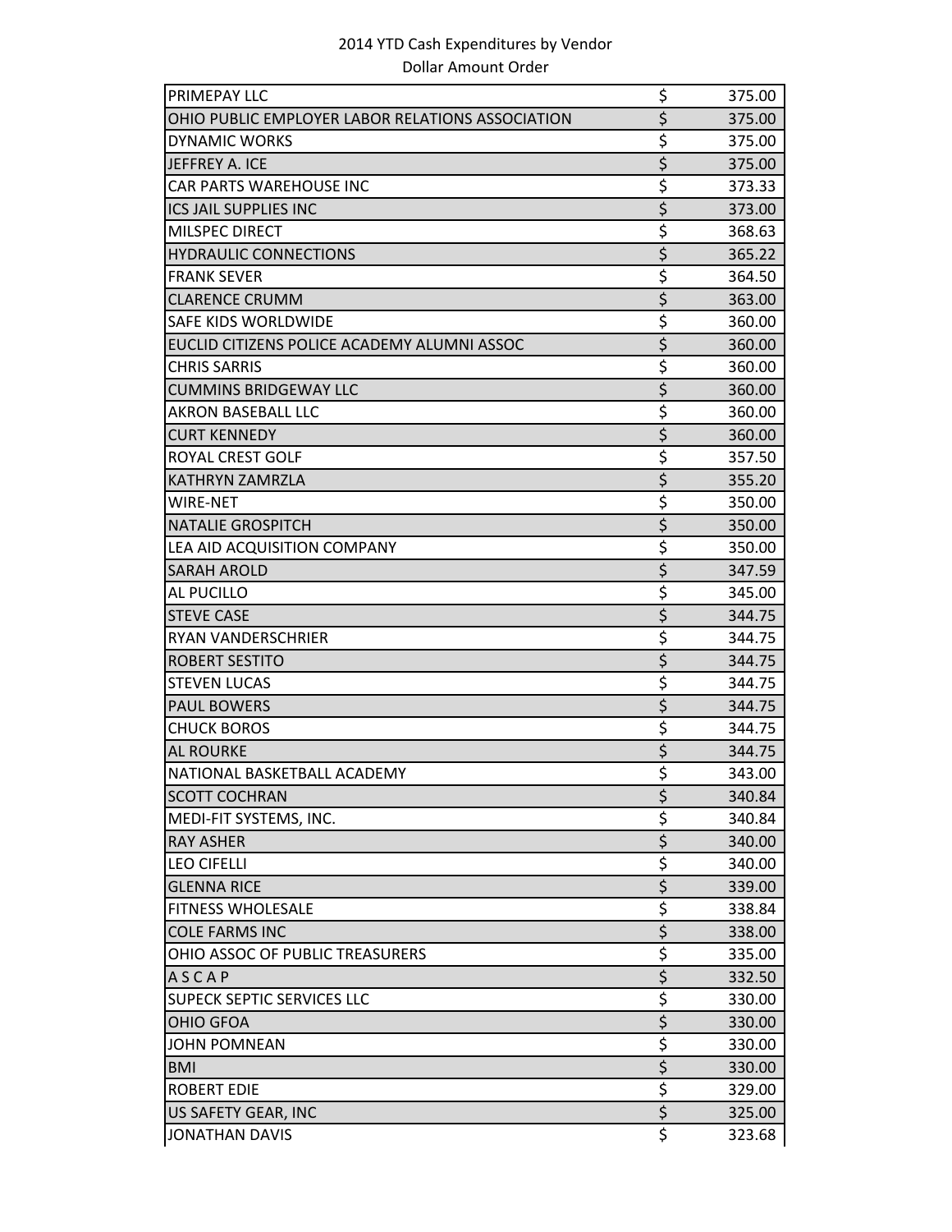2014 YTD Cash Expenditures by Vendor
Dollar Amount Order

| Vendor | | Amount |
|---|---|---|
| PRIMEPAY LLC | $ | 375.00 |
| OHIO PUBLIC EMPLOYER LABOR RELATIONS ASSOCIATION | $ | 375.00 |
| DYNAMIC WORKS | $ | 375.00 |
| JEFFREY A. ICE | $ | 375.00 |
| CAR PARTS WAREHOUSE INC | $ | 373.33 |
| ICS JAIL SUPPLIES INC | $ | 373.00 |
| MILSPEC DIRECT | $ | 368.63 |
| HYDRAULIC CONNECTIONS | $ | 365.22 |
| FRANK SEVER | $ | 364.50 |
| CLARENCE CRUMM | $ | 363.00 |
| SAFE KIDS WORLDWIDE | $ | 360.00 |
| EUCLID CITIZENS POLICE ACADEMY ALUMNI ASSOC | $ | 360.00 |
| CHRIS SARRIS | $ | 360.00 |
| CUMMINS BRIDGEWAY LLC | $ | 360.00 |
| AKRON BASEBALL LLC | $ | 360.00 |
| CURT KENNEDY | $ | 360.00 |
| ROYAL CREST GOLF | $ | 357.50 |
| KATHRYN ZAMRZLA | $ | 355.20 |
| WIRE-NET | $ | 350.00 |
| NATALIE GROSPITCH | $ | 350.00 |
| LEA AID ACQUISITION COMPANY | $ | 350.00 |
| SARAH AROLD | $ | 347.59 |
| AL PUCILLO | $ | 345.00 |
| STEVE CASE | $ | 344.75 |
| RYAN VANDERSCHRIER | $ | 344.75 |
| ROBERT SESTITO | $ | 344.75 |
| STEVEN LUCAS | $ | 344.75 |
| PAUL BOWERS | $ | 344.75 |
| CHUCK BOROS | $ | 344.75 |
| AL ROURKE | $ | 344.75 |
| NATIONAL BASKETBALL ACADEMY | $ | 343.00 |
| SCOTT COCHRAN | $ | 340.84 |
| MEDI-FIT SYSTEMS, INC. | $ | 340.84 |
| RAY ASHER | $ | 340.00 |
| LEO CIFELLI | $ | 340.00 |
| GLENNA RICE | $ | 339.00 |
| FITNESS WHOLESALE | $ | 338.84 |
| COLE FARMS INC | $ | 338.00 |
| OHIO ASSOC OF PUBLIC TREASURERS | $ | 335.00 |
| A S C A P | $ | 332.50 |
| SUPECK SEPTIC SERVICES LLC | $ | 330.00 |
| OHIO GFOA | $ | 330.00 |
| JOHN POMNEAN | $ | 330.00 |
| BMI | $ | 330.00 |
| ROBERT EDIE | $ | 329.00 |
| US SAFETY GEAR, INC | $ | 325.00 |
| JONATHAN DAVIS | $ | 323.68 |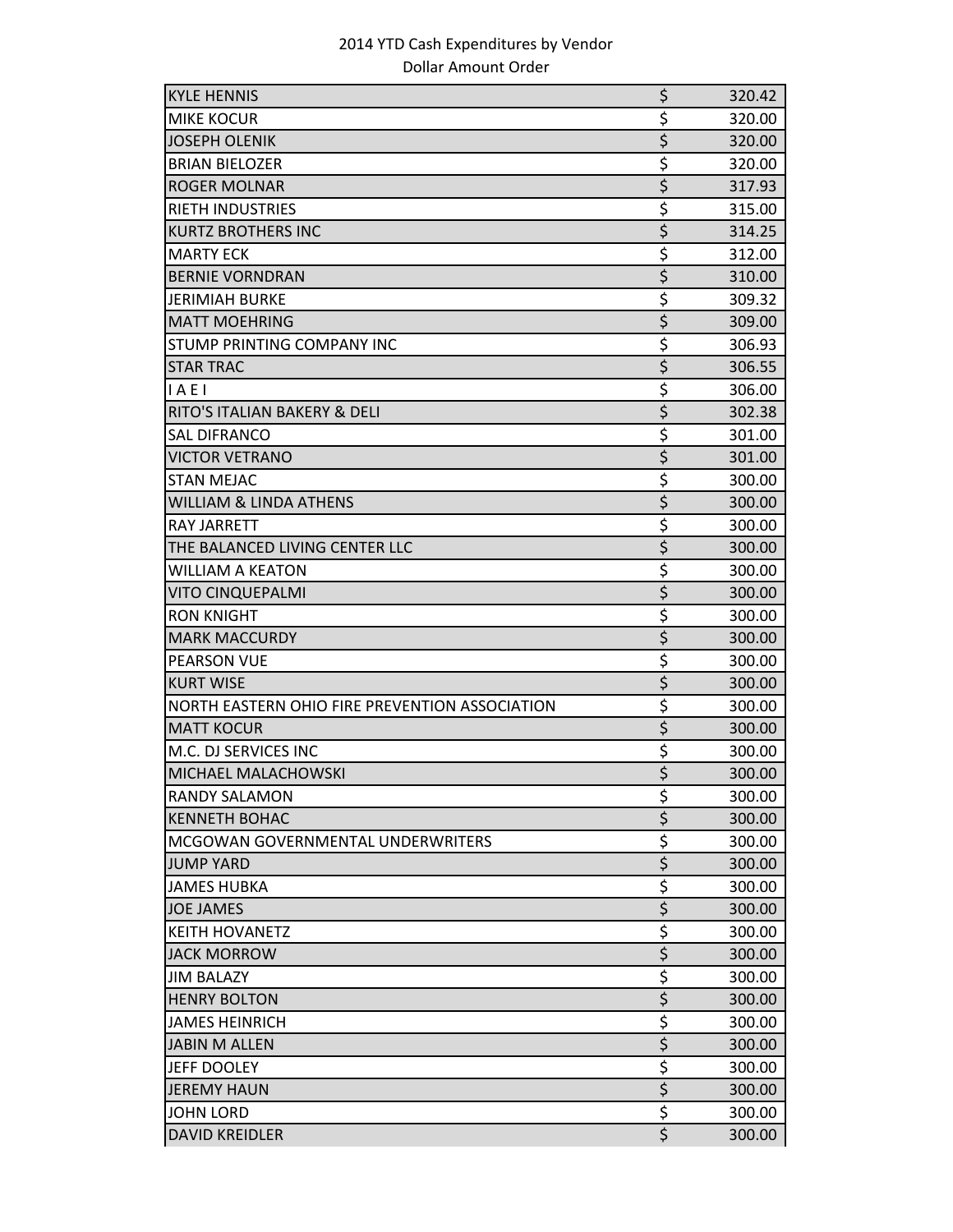2014 YTD Cash Expenditures by Vendor

Dollar Amount Order

| | | |
|---|---|---|
| KYLE HENNIS | $ | 320.42 |
| MIKE KOCUR | $ | 320.00 |
| JOSEPH OLENIK | $ | 320.00 |
| BRIAN BIELOZER | $ | 320.00 |
| ROGER MOLNAR | $ | 317.93 |
| RIETH INDUSTRIES | $ | 315.00 |
| KURTZ BROTHERS INC | $ | 314.25 |
| MARTY ECK | $ | 312.00 |
| BERNIE VORNDRAN | $ | 310.00 |
| JERIMIAH BURKE | $ | 309.32 |
| MATT MOEHRING | $ | 309.00 |
| STUMP PRINTING COMPANY INC | $ | 306.93 |
| STAR TRAC | $ | 306.55 |
| I A E I | $ | 306.00 |
| RITO'S ITALIAN BAKERY & DELI | $ | 302.38 |
| SAL DIFRANCO | $ | 301.00 |
| VICTOR VETRANO | $ | 301.00 |
| STAN MEJAC | $ | 300.00 |
| WILLIAM & LINDA ATHENS | $ | 300.00 |
| RAY JARRETT | $ | 300.00 |
| THE BALANCED LIVING CENTER LLC | $ | 300.00 |
| WILLIAM A KEATON | $ | 300.00 |
| VITO CINQUEPALMI | $ | 300.00 |
| RON KNIGHT | $ | 300.00 |
| MARK MACCURDY | $ | 300.00 |
| PEARSON VUE | $ | 300.00 |
| KURT WISE | $ | 300.00 |
| NORTH EASTERN OHIO FIRE PREVENTION ASSOCIATION | $ | 300.00 |
| MATT KOCUR | $ | 300.00 |
| M.C. DJ SERVICES INC | $ | 300.00 |
| MICHAEL MALACHOWSKI | $ | 300.00 |
| RANDY SALAMON | $ | 300.00 |
| KENNETH BOHAC | $ | 300.00 |
| MCGOWAN GOVERNMENTAL UNDERWRITERS | $ | 300.00 |
| JUMP YARD | $ | 300.00 |
| JAMES HUBKA | $ | 300.00 |
| JOE JAMES | $ | 300.00 |
| KEITH HOVANETZ | $ | 300.00 |
| JACK MORROW | $ | 300.00 |
| JIM BALAZY | $ | 300.00 |
| HENRY BOLTON | $ | 300.00 |
| JAMES HEINRICH | $ | 300.00 |
| JABIN M ALLEN | $ | 300.00 |
| JEFF DOOLEY | $ | 300.00 |
| JEREMY HAUN | $ | 300.00 |
| JOHN LORD | $ | 300.00 |
| DAVID KREIDLER | $ | 300.00 |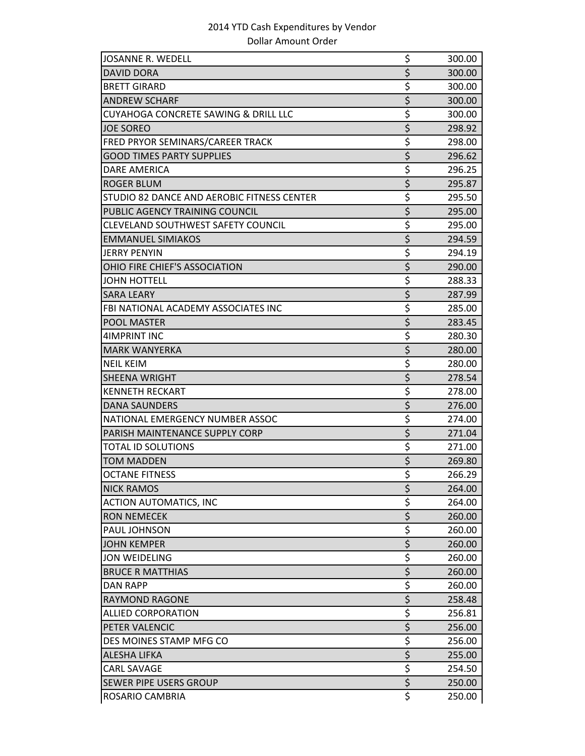2014 YTD Cash Expenditures by Vendor

Dollar Amount Order

| | | |
|---|---|---|
| JOSANNE R. WEDELL | $ | 300.00 |
| DAVID DORA | $ | 300.00 |
| BRETT GIRARD | $ | 300.00 |
| ANDREW SCHARF | $ | 300.00 |
| CUYAHOGA CONCRETE SAWING & DRILL LLC | $ | 300.00 |
| JOE SOREO | $ | 298.92 |
| FRED PRYOR SEMINARS/CAREER TRACK | $ | 298.00 |
| GOOD TIMES PARTY SUPPLIES | $ | 296.62 |
| DARE AMERICA | $ | 296.25 |
| ROGER BLUM | $ | 295.87 |
| STUDIO 82 DANCE AND AEROBIC FITNESS CENTER | $ | 295.50 |
| PUBLIC AGENCY TRAINING COUNCIL | $ | 295.00 |
| CLEVELAND SOUTHWEST SAFETY COUNCIL | $ | 295.00 |
| EMMANUEL SIMIAKOS | $ | 294.59 |
| JERRY PENYIN | $ | 294.19 |
| OHIO FIRE CHIEF'S ASSOCIATION | $ | 290.00 |
| JOHN HOTTELL | $ | 288.33 |
| SARA LEARY | $ | 287.99 |
| FBI NATIONAL ACADEMY ASSOCIATES INC | $ | 285.00 |
| POOL MASTER | $ | 283.45 |
| 4IMPRINT INC | $ | 280.30 |
| MARK WANYERKA | $ | 280.00 |
| NEIL KEIM | $ | 280.00 |
| SHEENA WRIGHT | $ | 278.54 |
| KENNETH RECKART | $ | 278.00 |
| DANA SAUNDERS | $ | 276.00 |
| NATIONAL EMERGENCY NUMBER ASSOC | $ | 274.00 |
| PARISH MAINTENANCE SUPPLY CORP | $ | 271.04 |
| TOTAL ID SOLUTIONS | $ | 271.00 |
| TOM MADDEN | $ | 269.80 |
| OCTANE FITNESS | $ | 266.29 |
| NICK RAMOS | $ | 264.00 |
| ACTION AUTOMATICS, INC | $ | 264.00 |
| RON NEMECEK | $ | 260.00 |
| PAUL JOHNSON | $ | 260.00 |
| JOHN KEMPER | $ | 260.00 |
| JON WEIDELING | $ | 260.00 |
| BRUCE R MATTHIAS | $ | 260.00 |
| DAN RAPP | $ | 260.00 |
| RAYMOND RAGONE | $ | 258.48 |
| ALLIED CORPORATION | $ | 256.81 |
| PETER VALENCIC | $ | 256.00 |
| DES MOINES STAMP MFG CO | $ | 256.00 |
| ALESHA LIFKA | $ | 255.00 |
| CARL SAVAGE | $ | 254.50 |
| SEWER PIPE USERS GROUP | $ | 250.00 |
| ROSARIO CAMBRIA | $ | 250.00 |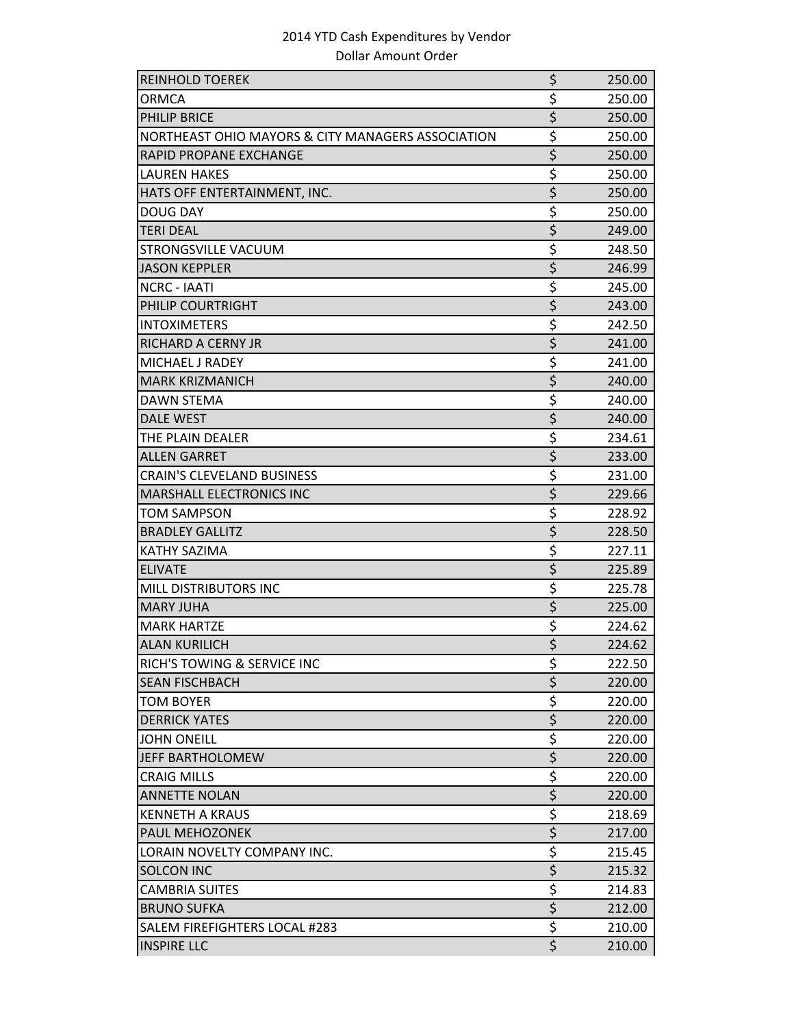# 2014 YTD Cash Expenditures by Vendor

## Dollar Amount Order

| | | |
|---|---|---|
| REINHOLD TOEREK | $ | 250.00 |
| ORMCA | $ | 250.00 |
| PHILIP BRICE | $ | 250.00 |
| NORTHEAST OHIO MAYORS & CITY MANAGERS ASSOCIATION | $ | 250.00 |
| RAPID PROPANE EXCHANGE | $ | 250.00 |
| LAUREN HAKES | $ | 250.00 |
| HATS OFF ENTERTAINMENT, INC. | $ | 250.00 |
| DOUG DAY | $ | 250.00 |
| TERI DEAL | $ | 249.00 |
| STRONGSVILLE VACUUM | $ | 248.50 |
| JASON KEPPLER | $ | 246.99 |
| NCRC - IAATI | $ | 245.00 |
| PHILIP COURTRIGHT | $ | 243.00 |
| INTOXIMETERS | $ | 242.50 |
| RICHARD A CERNY JR | $ | 241.00 |
| MICHAEL J RADEY | $ | 241.00 |
| MARK KRIZMANICH | $ | 240.00 |
| DAWN STEMA | $ | 240.00 |
| DALE WEST | $ | 240.00 |
| THE PLAIN DEALER | $ | 234.61 |
| ALLEN GARRET | $ | 233.00 |
| CRAIN'S CLEVELAND BUSINESS | $ | 231.00 |
| MARSHALL ELECTRONICS INC | $ | 229.66 |
| TOM SAMPSON | $ | 228.92 |
| BRADLEY GALLITZ | $ | 228.50 |
| KATHY SAZIMA | $ | 227.11 |
| ELIVATE | $ | 225.89 |
| MILL DISTRIBUTORS INC | $ | 225.78 |
| MARY JUHA | $ | 225.00 |
| MARK HARTZE | $ | 224.62 |
| ALAN KURILICH | $ | 224.62 |
| RICH'S TOWING & SERVICE INC | $ | 222.50 |
| SEAN FISCHBACH | $ | 220.00 |
| TOM BOYER | $ | 220.00 |
| DERRICK YATES | $ | 220.00 |
| JOHN ONEILL | $ | 220.00 |
| JEFF BARTHOLOMEW | $ | 220.00 |
| CRAIG MILLS | $ | 220.00 |
| ANNETTE NOLAN | $ | 220.00 |
| KENNETH A KRAUS | $ | 218.69 |
| PAUL MEHOZONEK | $ | 217.00 |
| LORAIN NOVELTY COMPANY INC. | $ | 215.45 |
| SOLCON INC | $ | 215.32 |
| CAMBRIA SUITES | $ | 214.83 |
| BRUNO SUFKA | $ | 212.00 |
| SALEM FIREFIGHTERS LOCAL #283 | $ | 210.00 |
| INSPIRE LLC | $ | 210.00 |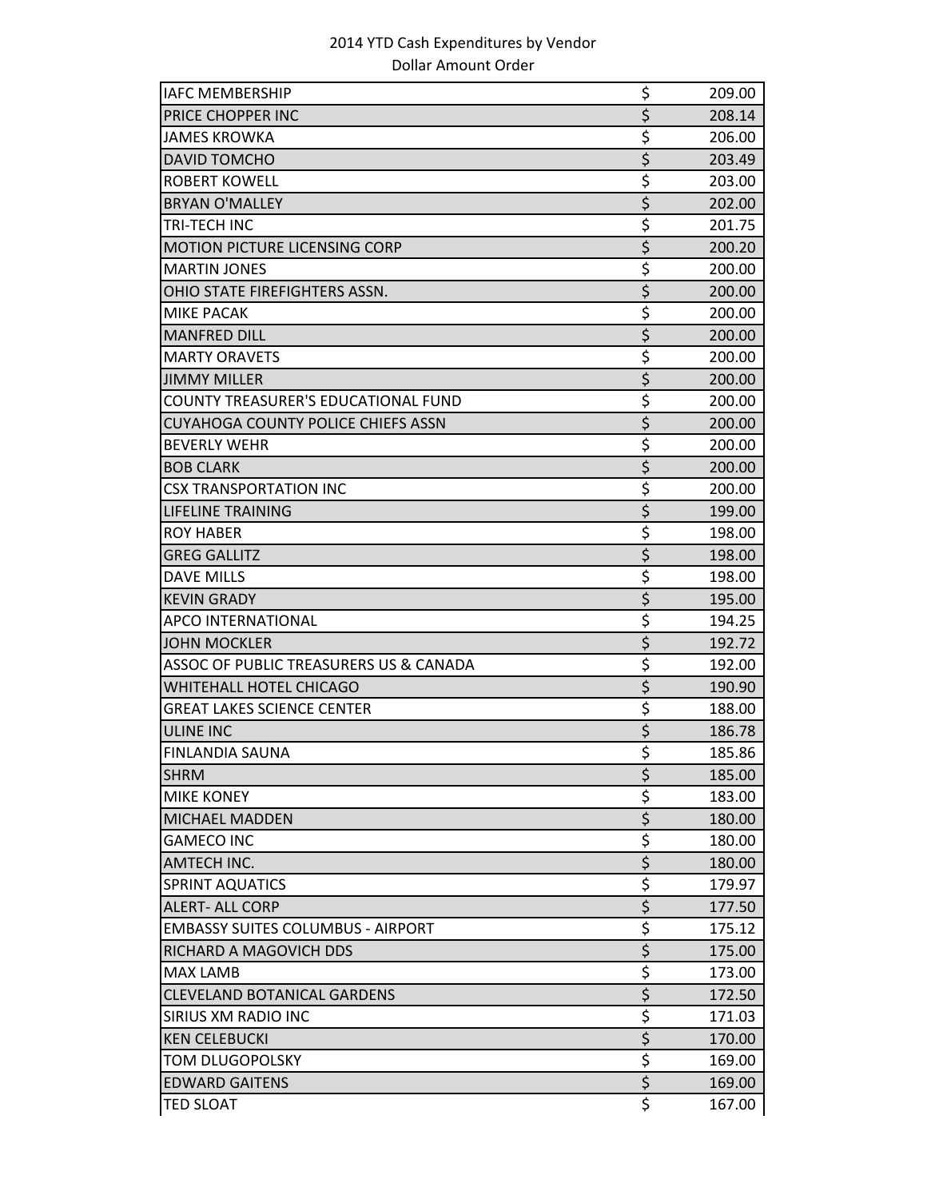2014 YTD Cash Expenditures by Vendor
Dollar Amount Order

| | | |
|---|---|---|
| IAFC MEMBERSHIP | $ | 209.00 |
| PRICE CHOPPER INC | $ | 208.14 |
| JAMES KROWKA | $ | 206.00 |
| DAVID TOMCHO | $ | 203.49 |
| ROBERT KOWELL | $ | 203.00 |
| BRYAN O'MALLEY | $ | 202.00 |
| TRI-TECH INC | $ | 201.75 |
| MOTION PICTURE LICENSING CORP | $ | 200.20 |
| MARTIN JONES | $ | 200.00 |
| OHIO STATE FIREFIGHTERS ASSN. | $ | 200.00 |
| MIKE PACAK | $ | 200.00 |
| MANFRED DILL | $ | 200.00 |
| MARTY ORAVETS | $ | 200.00 |
| JIMMY MILLER | $ | 200.00 |
| COUNTY TREASURER'S EDUCATIONAL FUND | $ | 200.00 |
| CUYAHOGA COUNTY POLICE CHIEFS ASSN | $ | 200.00 |
| BEVERLY WEHR | $ | 200.00 |
| BOB CLARK | $ | 200.00 |
| CSX TRANSPORTATION INC | $ | 200.00 |
| LIFELINE TRAINING | $ | 199.00 |
| ROY HABER | $ | 198.00 |
| GREG GALLITZ | $ | 198.00 |
| DAVE MILLS | $ | 198.00 |
| KEVIN GRADY | $ | 195.00 |
| APCO INTERNATIONAL | $ | 194.25 |
| JOHN MOCKLER | $ | 192.72 |
| ASSOC OF PUBLIC TREASURERS US & CANADA | $ | 192.00 |
| WHITEHALL HOTEL CHICAGO | $ | 190.90 |
| GREAT LAKES SCIENCE CENTER | $ | 188.00 |
| ULINE INC | $ | 186.78 |
| FINLANDIA SAUNA | $ | 185.86 |
| SHRM | $ | 185.00 |
| MIKE KONEY | $ | 183.00 |
| MICHAEL MADDEN | $ | 180.00 |
| GAMECO INC | $ | 180.00 |
| AMTECH INC. | $ | 180.00 |
| SPRINT AQUATICS | $ | 179.97 |
| ALERT- ALL CORP | $ | 177.50 |
| EMBASSY SUITES COLUMBUS - AIRPORT | $ | 175.12 |
| RICHARD A MAGOVICH DDS | $ | 175.00 |
| MAX LAMB | $ | 173.00 |
| CLEVELAND BOTANICAL GARDENS | $ | 172.50 |
| SIRIUS XM RADIO INC | $ | 171.03 |
| KEN CELEBUCKI | $ | 170.00 |
| TOM DLUGOPOLSKY | $ | 169.00 |
| EDWARD GAITENS | $ | 169.00 |
| TED SLOAT | $ | 167.00 |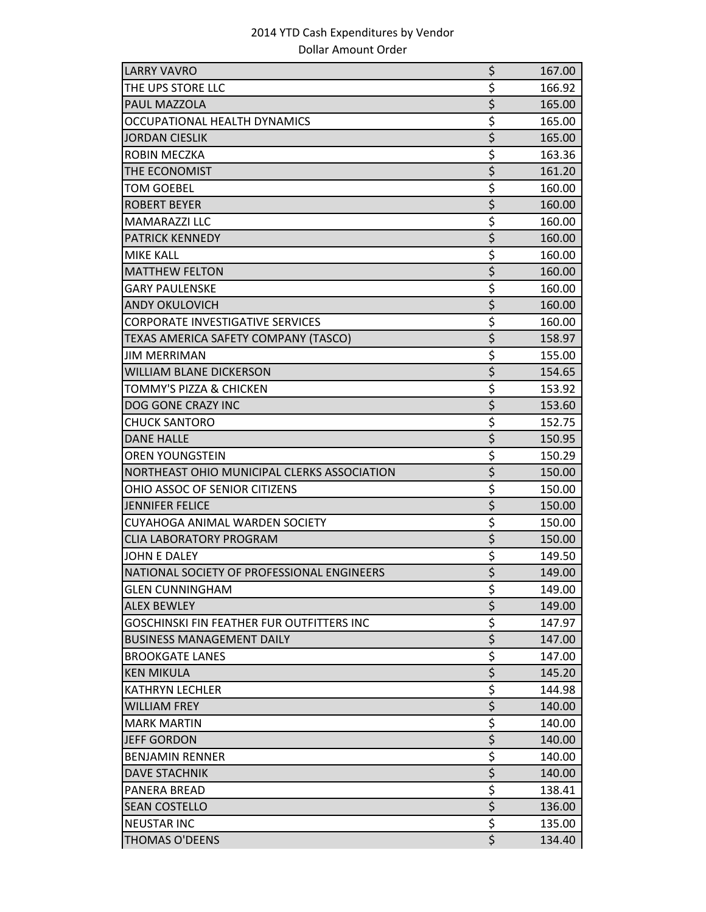2014 YTD Cash Expenditures by Vendor

Dollar Amount Order

| | | |
|---|---|---|
| LARRY VAVRO | $ | 167.00 |
| THE UPS STORE LLC | $ | 166.92 |
| PAUL MAZZOLA | $ | 165.00 |
| OCCUPATIONAL HEALTH DYNAMICS | $ | 165.00 |
| JORDAN CIESLIK | $ | 165.00 |
| ROBIN MECZKA | $ | 163.36 |
| THE ECONOMIST | $ | 161.20 |
| TOM GOEBEL | $ | 160.00 |
| ROBERT BEYER | $ | 160.00 |
| MAMARAZZI LLC | $ | 160.00 |
| PATRICK KENNEDY | $ | 160.00 |
| MIKE KALL | $ | 160.00 |
| MATTHEW FELTON | $ | 160.00 |
| GARY PAULENSKE | $ | 160.00 |
| ANDY OKULOVICH | $ | 160.00 |
| CORPORATE INVESTIGATIVE SERVICES | $ | 160.00 |
| TEXAS AMERICA SAFETY COMPANY (TASCO) | $ | 158.97 |
| JIM MERRIMAN | $ | 155.00 |
| WILLIAM BLANE DICKERSON | $ | 154.65 |
| TOMMY'S PIZZA & CHICKEN | $ | 153.92 |
| DOG GONE CRAZY INC | $ | 153.60 |
| CHUCK SANTORO | $ | 152.75 |
| DANE HALLE | $ | 150.95 |
| OREN YOUNGSTEIN | $ | 150.29 |
| NORTHEAST OHIO MUNICIPAL CLERKS ASSOCIATION | $ | 150.00 |
| OHIO ASSOC OF SENIOR CITIZENS | $ | 150.00 |
| JENNIFER FELICE | $ | 150.00 |
| CUYAHOGA ANIMAL WARDEN SOCIETY | $ | 150.00 |
| CLIA LABORATORY PROGRAM | $ | 150.00 |
| JOHN E DALEY | $ | 149.50 |
| NATIONAL SOCIETY OF PROFESSIONAL ENGINEERS | $ | 149.00 |
| GLEN CUNNINGHAM | $ | 149.00 |
| ALEX BEWLEY | $ | 149.00 |
| GOSCHINSKI FIN FEATHER FUR OUTFITTERS INC | $ | 147.97 |
| BUSINESS MANAGEMENT DAILY | $ | 147.00 |
| BROOKGATE LANES | $ | 147.00 |
| KEN MIKULA | $ | 145.20 |
| KATHRYN LECHLER | $ | 144.98 |
| WILLIAM FREY | $ | 140.00 |
| MARK MARTIN | $ | 140.00 |
| JEFF GORDON | $ | 140.00 |
| BENJAMIN RENNER | $ | 140.00 |
| DAVE STACHNIK | $ | 140.00 |
| PANERA BREAD | $ | 138.41 |
| SEAN COSTELLO | $ | 136.00 |
| NEUSTAR INC | $ | 135.00 |
| THOMAS O'DEENS | $ | 134.40 |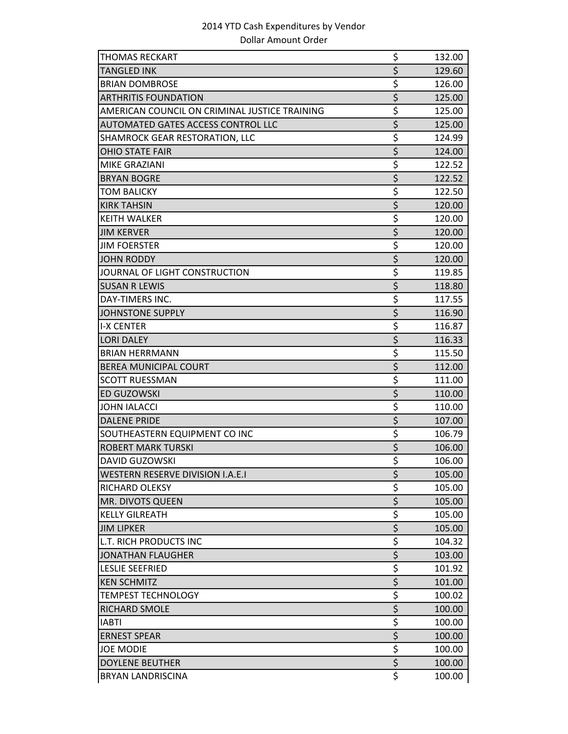2014 YTD Cash Expenditures by Vendor

Dollar Amount Order

| Vendor | Amount |
|---|---|
| THOMAS RECKART | $ 132.00 |
| TANGLED INK | $ 129.60 |
| BRIAN DOMBROSE | $ 126.00 |
| ARTHRITIS FOUNDATION | $ 125.00 |
| AMERICAN COUNCIL ON CRIMINAL JUSTICE TRAINING | $ 125.00 |
| AUTOMATED GATES ACCESS CONTROL LLC | $ 125.00 |
| SHAMROCK GEAR RESTORATION, LLC | $ 124.99 |
| OHIO STATE FAIR | $ 124.00 |
| MIKE GRAZIANI | $ 122.52 |
| BRYAN BOGRE | $ 122.52 |
| TOM BALICKY | $ 122.50 |
| KIRK TAHSIN | $ 120.00 |
| KEITH WALKER | $ 120.00 |
| JIM KERVER | $ 120.00 |
| JIM FOERSTER | $ 120.00 |
| JOHN RODDY | $ 120.00 |
| JOURNAL OF LIGHT CONSTRUCTION | $ 119.85 |
| SUSAN R LEWIS | $ 118.80 |
| DAY-TIMERS INC. | $ 117.55 |
| JOHNSTONE SUPPLY | $ 116.90 |
| I-X CENTER | $ 116.87 |
| LORI DALEY | $ 116.33 |
| BRIAN HERRMANN | $ 115.50 |
| BEREA MUNICIPAL COURT | $ 112.00 |
| SCOTT RUESSMAN | $ 111.00 |
| ED GUZOWSKI | $ 110.00 |
| JOHN IALACCI | $ 110.00 |
| DALENE PRIDE | $ 107.00 |
| SOUTHEASTERN EQUIPMENT CO INC | $ 106.79 |
| ROBERT MARK TURSKI | $ 106.00 |
| DAVID GUZOWSKI | $ 106.00 |
| WESTERN RESERVE DIVISION I.A.E.I | $ 105.00 |
| RICHARD OLEKSY | $ 105.00 |
| MR. DIVOTS QUEEN | $ 105.00 |
| KELLY GILREATH | $ 105.00 |
| JIM LIPKER | $ 105.00 |
| L.T. RICH PRODUCTS INC | $ 104.32 |
| JONATHAN FLAUGHER | $ 103.00 |
| LESLIE SEEFRIED | $ 101.92 |
| KEN SCHMITZ | $ 101.00 |
| TEMPEST TECHNOLOGY | $ 100.02 |
| RICHARD SMOLE | $ 100.00 |
| IABTI | $ 100.00 |
| ERNEST SPEAR | $ 100.00 |
| JOE MODIE | $ 100.00 |
| DOYLENE BEUTHER | $ 100.00 |
| BRYAN LANDRISCINA | $ 100.00 |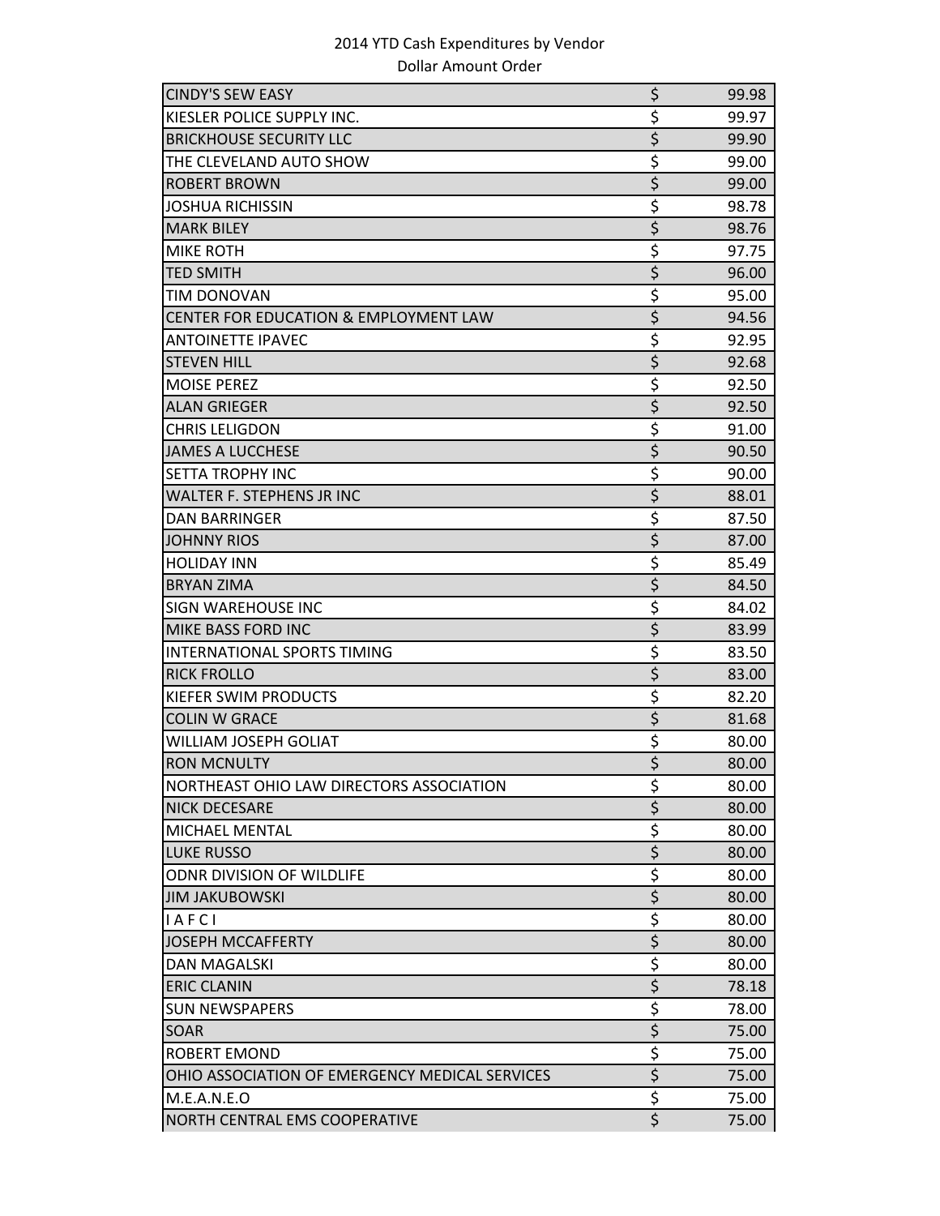2014 YTD Cash Expenditures by Vendor
Dollar Amount Order

| Vendor | | Amount |
|---|---|---|
| CINDY'S SEW EASY | $ | 99.98 |
| KIESLER POLICE SUPPLY INC. | $ | 99.97 |
| BRICKHOUSE SECURITY LLC | $ | 99.90 |
| THE CLEVELAND AUTO SHOW | $ | 99.00 |
| ROBERT BROWN | $ | 99.00 |
| JOSHUA RICHISSIN | $ | 98.78 |
| MARK BILEY | $ | 98.76 |
| MIKE ROTH | $ | 97.75 |
| TED SMITH | $ | 96.00 |
| TIM DONOVAN | $ | 95.00 |
| CENTER FOR EDUCATION & EMPLOYMENT LAW | $ | 94.56 |
| ANTOINETTE IPAVEC | $ | 92.95 |
| STEVEN HILL | $ | 92.68 |
| MOISE PEREZ | $ | 92.50 |
| ALAN GRIEGER | $ | 92.50 |
| CHRIS LELIGDON | $ | 91.00 |
| JAMES A LUCCHESE | $ | 90.50 |
| SETTA TROPHY INC | $ | 90.00 |
| WALTER F. STEPHENS JR INC | $ | 88.01 |
| DAN BARRINGER | $ | 87.50 |
| JOHNNY RIOS | $ | 87.00 |
| HOLIDAY INN | $ | 85.49 |
| BRYAN ZIMA | $ | 84.50 |
| SIGN WAREHOUSE INC | $ | 84.02 |
| MIKE BASS FORD INC | $ | 83.99 |
| INTERNATIONAL SPORTS TIMING | $ | 83.50 |
| RICK FROLLO | $ | 83.00 |
| KIEFER SWIM PRODUCTS | $ | 82.20 |
| COLIN W GRACE | $ | 81.68 |
| WILLIAM JOSEPH GOLIAT | $ | 80.00 |
| RON MCNULTY | $ | 80.00 |
| NORTHEAST OHIO LAW DIRECTORS ASSOCIATION | $ | 80.00 |
| NICK DECESARE | $ | 80.00 |
| MICHAEL MENTAL | $ | 80.00 |
| LUKE RUSSO | $ | 80.00 |
| ODNR DIVISION OF WILDLIFE | $ | 80.00 |
| JIM JAKUBOWSKI | $ | 80.00 |
| I A F C I | $ | 80.00 |
| JOSEPH MCCAFFERTY | $ | 80.00 |
| DAN MAGALSKI | $ | 80.00 |
| ERIC CLANIN | $ | 78.18 |
| SUN NEWSPAPERS | $ | 78.00 |
| SOAR | $ | 75.00 |
| ROBERT EMOND | $ | 75.00 |
| OHIO ASSOCIATION OF EMERGENCY MEDICAL SERVICES | $ | 75.00 |
| M.E.A.N.E.O | $ | 75.00 |
| NORTH CENTRAL EMS COOPERATIVE | $ | 75.00 |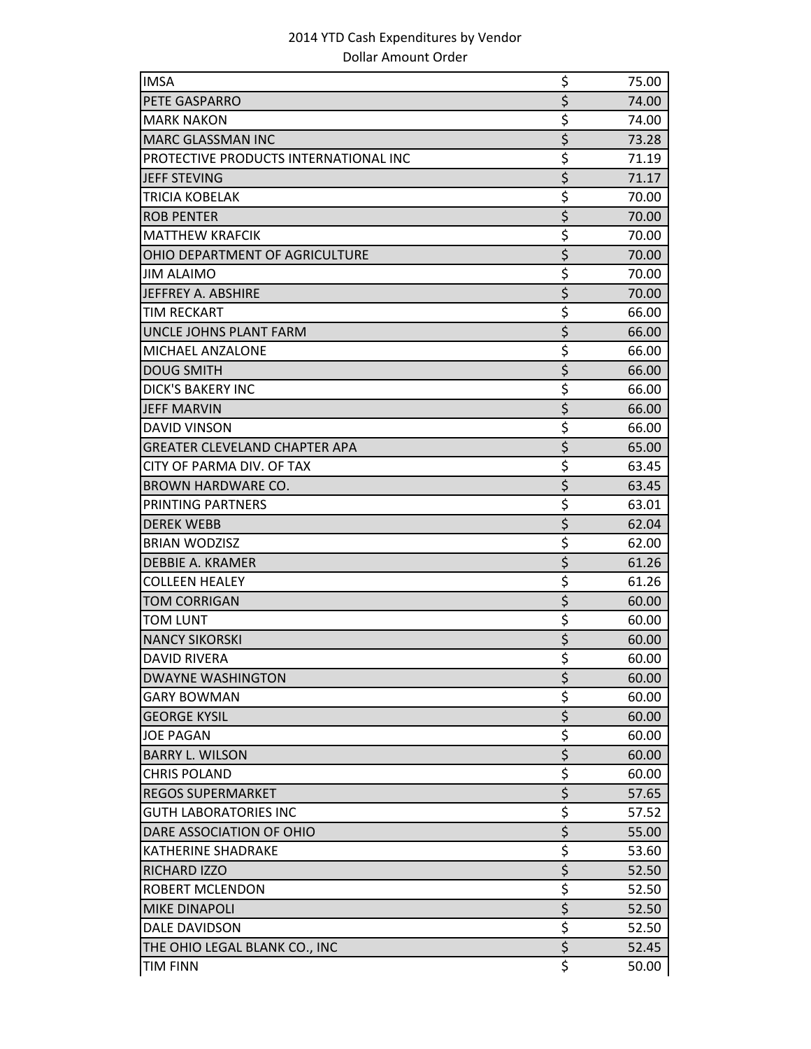2014 YTD Cash Expenditures by Vendor
Dollar Amount Order

| Vendor | Amount |
|---|---|
| IMSA | $ 75.00 |
| PETE GASPARRO | $ 74.00 |
| MARK NAKON | $ 74.00 |
| MARC GLASSMAN INC | $ 73.28 |
| PROTECTIVE PRODUCTS INTERNATIONAL INC | $ 71.19 |
| JEFF STEVING | $ 71.17 |
| TRICIA KOBELAK | $ 70.00 |
| ROB PENTER | $ 70.00 |
| MATTHEW KRAFCIK | $ 70.00 |
| OHIO DEPARTMENT OF AGRICULTURE | $ 70.00 |
| JIM ALAIMO | $ 70.00 |
| JEFFREY A. ABSHIRE | $ 70.00 |
| TIM RECKART | $ 66.00 |
| UNCLE JOHNS PLANT FARM | $ 66.00 |
| MICHAEL ANZALONE | $ 66.00 |
| DOUG SMITH | $ 66.00 |
| DICK'S BAKERY INC | $ 66.00 |
| JEFF MARVIN | $ 66.00 |
| DAVID VINSON | $ 66.00 |
| GREATER CLEVELAND CHAPTER APA | $ 65.00 |
| CITY OF PARMA DIV. OF TAX | $ 63.45 |
| BROWN HARDWARE CO. | $ 63.45 |
| PRINTING PARTNERS | $ 63.01 |
| DEREK WEBB | $ 62.04 |
| BRIAN WODZISZ | $ 62.00 |
| DEBBIE A. KRAMER | $ 61.26 |
| COLLEEN HEALEY | $ 61.26 |
| TOM CORRIGAN | $ 60.00 |
| TOM LUNT | $ 60.00 |
| NANCY SIKORSKI | $ 60.00 |
| DAVID RIVERA | $ 60.00 |
| DWAYNE WASHINGTON | $ 60.00 |
| GARY BOWMAN | $ 60.00 |
| GEORGE KYSIL | $ 60.00 |
| JOE PAGAN | $ 60.00 |
| BARRY L. WILSON | $ 60.00 |
| CHRIS POLAND | $ 60.00 |
| REGOS SUPERMARKET | $ 57.65 |
| GUTH LABORATORIES INC | $ 57.52 |
| DARE ASSOCIATION OF OHIO | $ 55.00 |
| KATHERINE SHADRAKE | $ 53.60 |
| RICHARD IZZO | $ 52.50 |
| ROBERT MCLENDON | $ 52.50 |
| MIKE DINAPOLI | $ 52.50 |
| DALE DAVIDSON | $ 52.50 |
| THE OHIO LEGAL BLANK CO., INC | $ 52.45 |
| TIM FINN | $ 50.00 |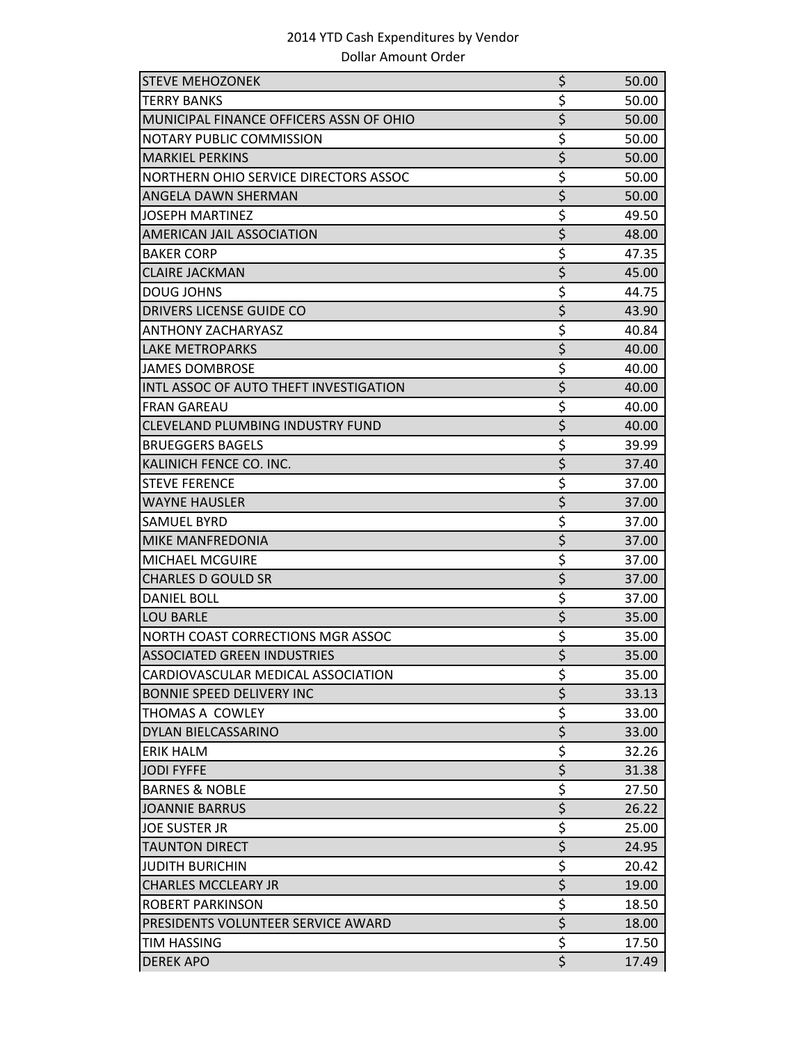2014 YTD Cash Expenditures by Vendor
Dollar Amount Order

| | | |
|---|---|---|
| STEVE MEHOZONEK | $ | 50.00 |
| TERRY BANKS | $ | 50.00 |
| MUNICIPAL FINANCE OFFICERS ASSN OF OHIO | $ | 50.00 |
| NOTARY PUBLIC COMMISSION | $ | 50.00 |
| MARKIEL PERKINS | $ | 50.00 |
| NORTHERN OHIO SERVICE DIRECTORS ASSOC | $ | 50.00 |
| ANGELA DAWN SHERMAN | $ | 50.00 |
| JOSEPH MARTINEZ | $ | 49.50 |
| AMERICAN JAIL ASSOCIATION | $ | 48.00 |
| BAKER CORP | $ | 47.35 |
| CLAIRE JACKMAN | $ | 45.00 |
| DOUG JOHNS | $ | 44.75 |
| DRIVERS LICENSE GUIDE CO | $ | 43.90 |
| ANTHONY ZACHARYASZ | $ | 40.84 |
| LAKE METROPARKS | $ | 40.00 |
| JAMES DOMBROSE | $ | 40.00 |
| INTL ASSOC OF AUTO THEFT INVESTIGATION | $ | 40.00 |
| FRAN GAREAU | $ | 40.00 |
| CLEVELAND PLUMBING INDUSTRY FUND | $ | 40.00 |
| BRUEGGERS BAGELS | $ | 39.99 |
| KALINICH FENCE CO. INC. | $ | 37.40 |
| STEVE FERENCE | $ | 37.00 |
| WAYNE HAUSLER | $ | 37.00 |
| SAMUEL BYRD | $ | 37.00 |
| MIKE MANFREDONIA | $ | 37.00 |
| MICHAEL MCGUIRE | $ | 37.00 |
| CHARLES D GOULD SR | $ | 37.00 |
| DANIEL BOLL | $ | 37.00 |
| LOU BARLE | $ | 35.00 |
| NORTH COAST CORRECTIONS MGR ASSOC | $ | 35.00 |
| ASSOCIATED GREEN INDUSTRIES | $ | 35.00 |
| CARDIOVASCULAR MEDICAL ASSOCIATION | $ | 35.00 |
| BONNIE SPEED DELIVERY INC | $ | 33.13 |
| THOMAS A COWLEY | $ | 33.00 |
| DYLAN BIELCASSARINO | $ | 33.00 |
| ERIK HALM | $ | 32.26 |
| JODI FYFFE | $ | 31.38 |
| BARNES & NOBLE | $ | 27.50 |
| JOANNIE BARRUS | $ | 26.22 |
| JOE SUSTER JR | $ | 25.00 |
| TAUNTON DIRECT | $ | 24.95 |
| JUDITH BURICHIN | $ | 20.42 |
| CHARLES MCCLEARY JR | $ | 19.00 |
| ROBERT PARKINSON | $ | 18.50 |
| PRESIDENTS VOLUNTEER SERVICE AWARD | $ | 18.00 |
| TIM HASSING | $ | 17.50 |
| DEREK APO | $ | 17.49 |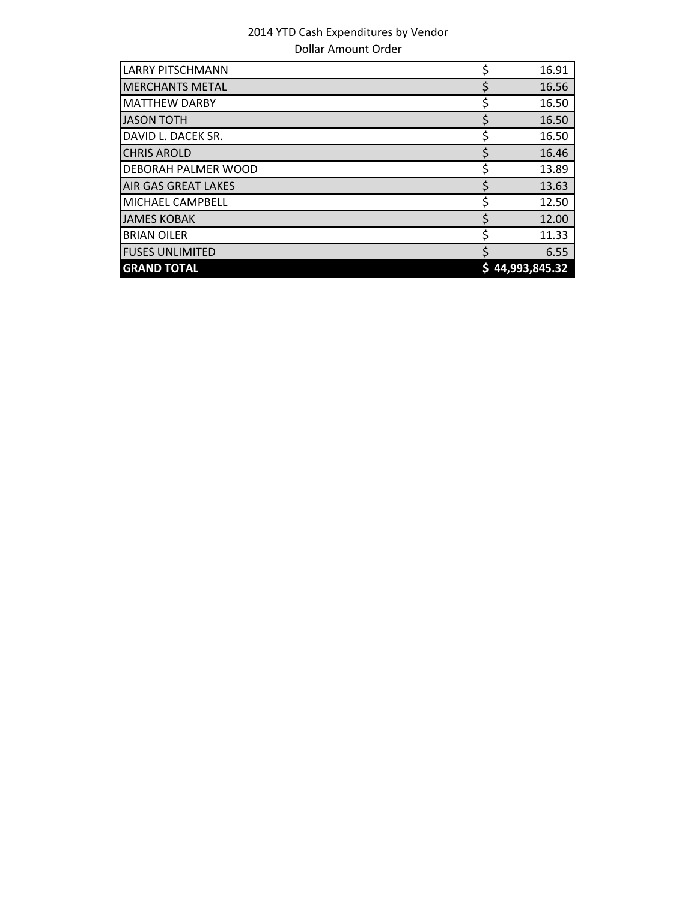2014 YTD Cash Expenditures by Vendor

Dollar Amount Order

| | |
|---|---|
| LARRY PITSCHMANN | $ 16.91 |
| MERCHANTS METAL | $ 16.56 |
| MATTHEW DARBY | $ 16.50 |
| JASON TOTH | $ 16.50 |
| DAVID L. DACEK SR. | $ 16.50 |
| CHRIS AROLD | $ 16.46 |
| DEBORAH PALMER WOOD | $ 13.89 |
| AIR GAS GREAT LAKES | $ 13.63 |
| MICHAEL CAMPBELL | $ 12.50 |
| JAMES KOBAK | $ 12.00 |
| BRIAN OILER | $ 11.33 |
| FUSES UNLIMITED | $ 6.55 |
| **GRAND TOTAL** | **$ 44,993,845.32** |